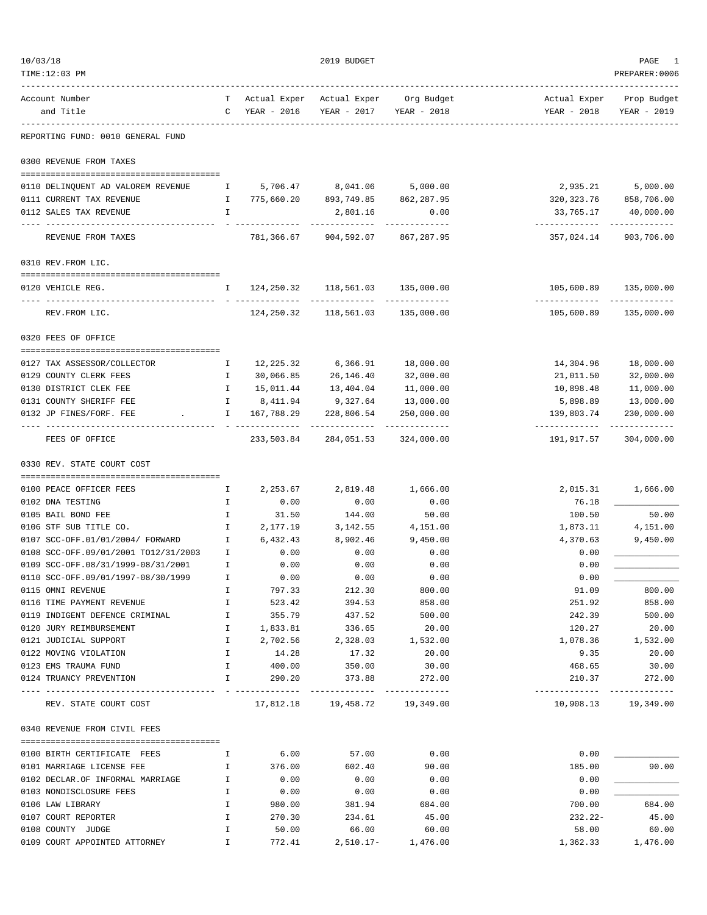2019 BUDGET

TIME:12:03 PM — PREPARER:0006

REPORTING FUND: 0010 GENERAL FUND

| Account Number and Title | TC | Actual Exper YEAR - 2016 | Actual Exper YEAR - 2017 | Org Budget YEAR - 2018 | Actual Exper YEAR - 2018 | Prop Budget YEAR - 2019 |
|---|---|---|---|---|---|---|
| **0300 REVENUE FROM TAXES** | | | | | | |
| 0110 DELINQUENT AD VALOREM REVENUE | I | 5,706.47 | 8,041.06 | 5,000.00 | 2,935.21 | 5,000.00 |
| 0111 CURRENT TAX REVENUE | I | 775,660.20 | 893,749.85 | 862,287.95 | 320,323.76 | 858,706.00 |
| 0112 SALES TAX REVENUE | I | | 2,801.16 | 0.00 | 33,765.17 | 40,000.00 |
| REVENUE FROM TAXES | | 781,366.67 | 904,592.07 | 867,287.95 | 357,024.14 | 903,706.00 |
| **0310 REV.FROM LIC.** | | | | | | |
| 0120 VEHICLE REG. | I | 124,250.32 | 118,561.03 | 135,000.00 | 105,600.89 | 135,000.00 |
| REV.FROM LIC. | | 124,250.32 | 118,561.03 | 135,000.00 | 105,600.89 | 135,000.00 |
| **0320 FEES OF OFFICE** | | | | | | |
| 0127 TAX ASSESSOR/COLLECTOR | I | 12,225.32 | 6,366.91 | 18,000.00 | 14,304.96 | 18,000.00 |
| 0129 COUNTY CLERK FEES | I | 30,066.85 | 26,146.40 | 32,000.00 | 21,011.50 | 32,000.00 |
| 0130 DISTRICT CLEK FEE | I | 15,011.44 | 13,404.04 | 11,000.00 | 10,898.48 | 11,000.00 |
| 0131 COUNTY SHERIFF FEE | I | 8,411.94 | 9,327.64 | 13,000.00 | 5,898.89 | 13,000.00 |
| 0132 JP FINES/FORF. FEE . | I | 167,788.29 | 228,806.54 | 250,000.00 | 139,803.74 | 230,000.00 |
| FEES OF OFFICE | | 233,503.84 | 284,051.53 | 324,000.00 | 191,917.57 | 304,000.00 |
| **0330 REV. STATE COURT COST** | | | | | | |
| 0100 PEACE OFFICER FEES | I | 2,253.67 | 2,819.48 | 1,666.00 | 2,015.31 | 1,666.00 |
| 0102 DNA TESTING | I | 0.00 | 0.00 | 0.00 | 76.18 | ____________ |
| 0105 BAIL BOND FEE | I | 31.50 | 144.00 | 50.00 | 100.50 | 50.00 |
| 0106 STF SUB TITLE CO. | I | 2,177.19 | 3,142.55 | 4,151.00 | 1,873.11 | 4,151.00 |
| 0107 SCC-OFF.01/01/2004/ FORWARD | I | 6,432.43 | 8,902.46 | 9,450.00 | 4,370.63 | 9,450.00 |
| 0108 SCC-OFF.09/01/2001 TO12/31/2003 | I | 0.00 | 0.00 | 0.00 | 0.00 | ____________ |
| 0109 SCC-OFF.08/31/1999-08/31/2001 | I | 0.00 | 0.00 | 0.00 | 0.00 | ____________ |
| 0110 SCC-OFF.09/01/1997-08/30/1999 | I | 0.00 | 0.00 | 0.00 | 0.00 | ____________ |
| 0115 OMNI REVENUE | I | 797.33 | 212.30 | 800.00 | 91.09 | 800.00 |
| 0116 TIME PAYMENT REVENUE | I | 523.42 | 394.53 | 858.00 | 251.92 | 858.00 |
| 0119 INDIGENT DEFENCE CRIMINAL | I | 355.79 | 437.52 | 500.00 | 242.39 | 500.00 |
| 0120 JURY REIMBURSEMENT | I | 1,833.81 | 336.65 | 20.00 | 120.27 | 20.00 |
| 0121 JUDICIAL SUPPORT | I | 2,702.56 | 2,328.03 | 1,532.00 | 1,078.36 | 1,532.00 |
| 0122 MOVING VIOLATION | I | 14.28 | 17.32 | 20.00 | 9.35 | 20.00 |
| 0123 EMS TRAUMA FUND | I | 400.00 | 350.00 | 30.00 | 468.65 | 30.00 |
| 0124 TRUANCY PREVENTION | I | 290.20 | 373.88 | 272.00 | 210.37 | 272.00 |
| REV. STATE COURT COST | | 17,812.18 | 19,458.72 | 19,349.00 | 10,908.13 | 19,349.00 |
| **0340 REVENUE FROM CIVIL FEES** | | | | | | |
| 0100 BIRTH CERTIFICATE FEES | I | 6.00 | 57.00 | 0.00 | 0.00 | ____________ |
| 0101 MARRIAGE LICENSE FEE | I | 376.00 | 602.40 | 90.00 | 185.00 | 90.00 |
| 0102 DECLAR.OF INFORMAL MARRIAGE | I | 0.00 | 0.00 | 0.00 | 0.00 | ____________ |
| 0103 NONDISCLOSURE FEES | I | 0.00 | 0.00 | 0.00 | 0.00 | ____________ |
| 0106 LAW LIBRARY | I | 980.00 | 381.94 | 684.00 | 700.00 | 684.00 |
| 0107 COURT REPORTER | I | 270.30 | 234.61 | 45.00 | 232.22- | 45.00 |
| 0108 COUNTY JUDGE | I | 50.00 | 66.00 | 60.00 | 58.00 | 60.00 |
| 0109 COURT APPOINTED ATTORNEY | I | 772.41 | 2,510.17- | 1,476.00 | 1,362.33 | 1,476.00 |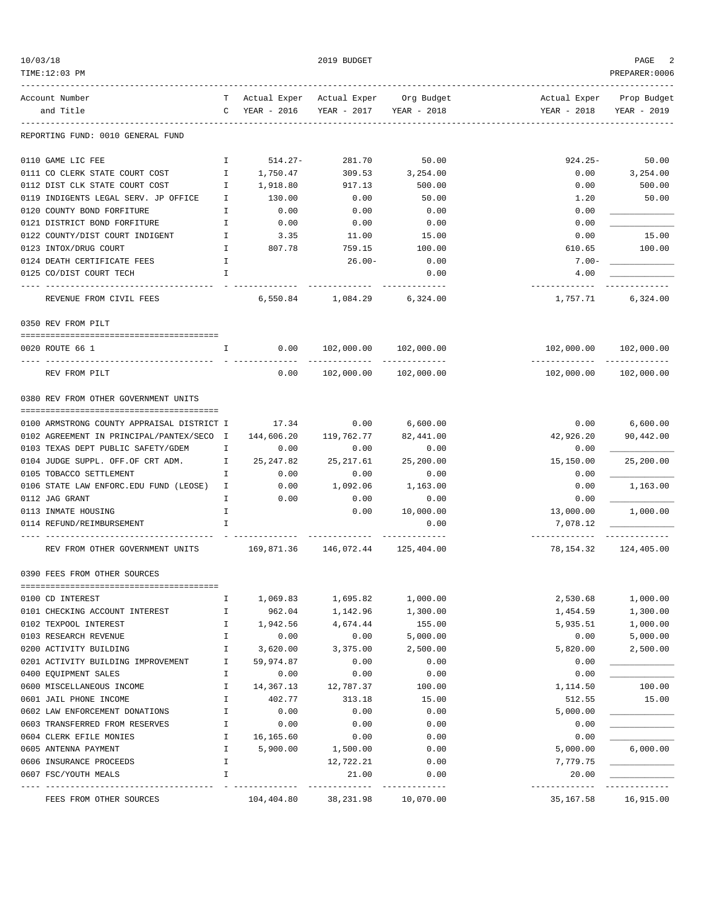REPORTING FUND: 0010 GENERAL FUND

| Account Number and Title | TC | Actual Exper YEAR - 2016 | Actual Exper YEAR - 2017 | Org Budget YEAR - 2018 | Actual Exper YEAR - 2018 | Prop Budget YEAR - 2019 |
|---|---|---|---|---|---|---|
| 0110 GAME LIC FEE | I | 514.27- | 281.70 | 50.00 | 924.25- | 50.00 |
| 0111 CO CLERK STATE COURT COST | I | 1,750.47 | 309.53 | 3,254.00 | 0.00 | 3,254.00 |
| 0112 DIST CLK STATE COURT COST | I | 1,918.80 | 917.13 | 500.00 | 0.00 | 500.00 |
| 0119 INDIGENTS LEGAL SERV. JP OFFICE | I | 130.00 | 0.00 | 50.00 | 1.20 | 50.00 |
| 0120 COUNTY BOND FORFITURE | I | 0.00 | 0.00 | 0.00 | 0.00 | ____________ |
| 0121 DISTRICT BOND FORFITURE | I | 0.00 | 0.00 | 0.00 | 0.00 | ____________ |
| 0122 COUNTY/DIST COURT INDIGENT | I | 3.35 | 11.00 | 15.00 | 0.00 | 15.00 |
| 0123 INTOX/DRUG COURT | I | 807.78 | 759.15 | 100.00 | 610.65 | 100.00 |
| 0124 DEATH CERTIFICATE FEES | I | | 26.00- | 0.00 | 7.00- | ____________ |
| 0125 CO/DIST COURT TECH | I | | | 0.00 | 4.00 | ____________ |
| REVENUE FROM CIVIL FEES | | 6,550.84 | 1,084.29 | 6,324.00 | 1,757.71 | 6,324.00 |
| **0350 REV FROM PILT** | | | | | | |
| 0020 ROUTE 66 1 | I | 0.00 | 102,000.00 | 102,000.00 | 102,000.00 | 102,000.00 |
| REV FROM PILT | | 0.00 | 102,000.00 | 102,000.00 | 102,000.00 | 102,000.00 |
| **0380 REV FROM OTHER GOVERNMENT UNITS** | | | | | | |
| 0100 ARMSTRONG COUNTY APPRAISAL DISTRICT | I | 17.34 | 0.00 | 6,600.00 | 0.00 | 6,600.00 |
| 0102 AGREEMENT IN PRINCIPAL/PANTEX/SECO | I | 144,606.20 | 119,762.77 | 82,441.00 | 42,926.20 | 90,442.00 |
| 0103 TEXAS DEPT PUBLIC SAFETY/GDEM | I | 0.00 | 0.00 | 0.00 | 0.00 | ____________ |
| 0104 JUDGE SUPPL. OFF.OF CRT ADM. | I | 25,247.82 | 25,217.61 | 25,200.00 | 15,150.00 | 25,200.00 |
| 0105 TOBACCO SETTLEMENT | I | 0.00 | 0.00 | 0.00 | 0.00 | ____________ |
| 0106 STATE LAW ENFORC.EDU FUND (LEOSE) | I | 0.00 | 1,092.06 | 1,163.00 | 0.00 | 1,163.00 |
| 0112 JAG GRANT | I | 0.00 | 0.00 | 0.00 | 0.00 | ____________ |
| 0113 INMATE HOUSING | I | | 0.00 | 10,000.00 | 13,000.00 | 1,000.00 |
| 0114 REFUND/REIMBURSEMENT | I | | | 0.00 | 7,078.12 | ____________ |
| REV FROM OTHER GOVERNMENT UNITS | | 169,871.36 | 146,072.44 | 125,404.00 | 78,154.32 | 124,405.00 |
| **0390 FEES FROM OTHER SOURCES** | | | | | | |
| 0100 CD INTEREST | I | 1,069.83 | 1,695.82 | 1,000.00 | 2,530.68 | 1,000.00 |
| 0101 CHECKING ACCOUNT INTEREST | I | 962.04 | 1,142.96 | 1,300.00 | 1,454.59 | 1,300.00 |
| 0102 TEXPOOL INTEREST | I | 1,942.56 | 4,674.44 | 155.00 | 5,935.51 | 1,000.00 |
| 0103 RESEARCH REVENUE | I | 0.00 | 0.00 | 5,000.00 | 0.00 | 5,000.00 |
| 0200 ACTIVITY BUILDING | I | 3,620.00 | 3,375.00 | 2,500.00 | 5,820.00 | 2,500.00 |
| 0201 ACTIVITY BUILDING IMPROVEMENT | I | 59,974.87 | 0.00 | 0.00 | 0.00 | ____________ |
| 0400 EQUIPMENT SALES | I | 0.00 | 0.00 | 0.00 | 0.00 | ____________ |
| 0600 MISCELLANEOUS INCOME | I | 14,367.13 | 12,787.37 | 100.00 | 1,114.50 | 100.00 |
| 0601 JAIL PHONE INCOME | I | 402.77 | 313.18 | 15.00 | 512.55 | 15.00 |
| 0602 LAW ENFORCEMENT DONATIONS | I | 0.00 | 0.00 | 0.00 | 5,000.00 | ____________ |
| 0603 TRANSFERRED FROM RESERVES | I | 0.00 | 0.00 | 0.00 | 0.00 | ____________ |
| 0604 CLERK EFILE MONIES | I | 16,165.60 | 0.00 | 0.00 | 0.00 | ____________ |
| 0605 ANTENNA PAYMENT | I | 5,900.00 | 1,500.00 | 0.00 | 5,000.00 | 6,000.00 |
| 0606 INSURANCE PROCEEDS | I | | 12,722.21 | 0.00 | 7,779.75 | ____________ |
| 0607 FSC/YOUTH MEALS | I | | 21.00 | 0.00 | 20.00 | ____________ |
| FEES FROM OTHER SOURCES | | 104,404.80 | 38,231.98 | 10,070.00 | 35,167.58 | 16,915.00 |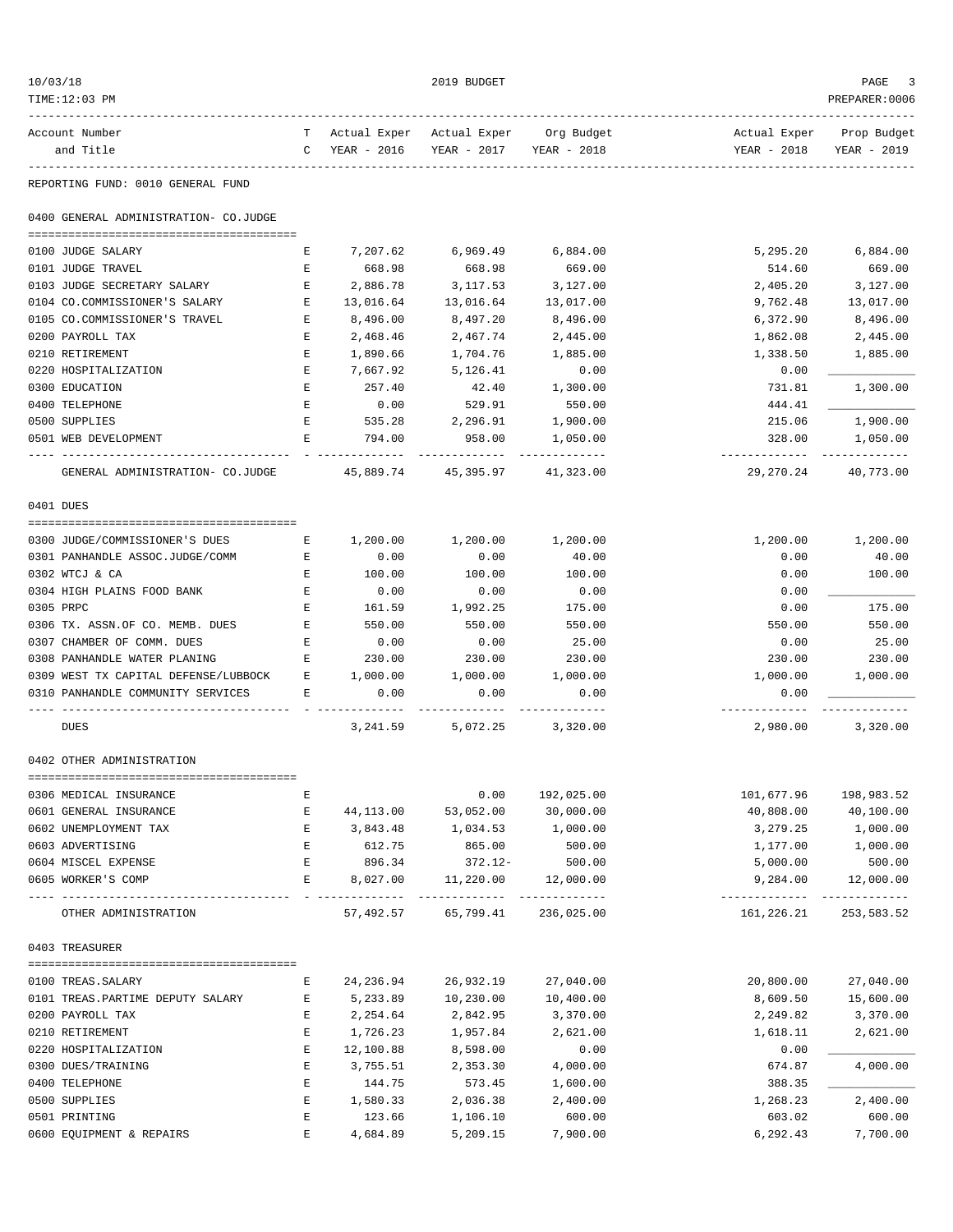10/03/18 TIME:12:03 PM — 2019 BUDGET — PREPARER:0006

| Account Number and Title | TC | Actual Exper YEAR - 2016 | Actual Exper YEAR - 2017 | Org Budget YEAR - 2018 | Actual Exper YEAR - 2018 | Prop Budget YEAR - 2019 |
|---|---|---|---|---|---|---|
| **REPORTING FUND: 0010 GENERAL FUND** | | | | | | |
| **0400 GENERAL ADMINISTRATION- CO.JUDGE** | | | | | | |
| 0100 JUDGE SALARY | E | 7,207.62 | 6,969.49 | 6,884.00 | 5,295.20 | 6,884.00 |
| 0101 JUDGE TRAVEL | E | 668.98 | 668.98 | 669.00 | 514.60 | 669.00 |
| 0103 JUDGE SECRETARY SALARY | E | 2,886.78 | 3,117.53 | 3,127.00 | 2,405.20 | 3,127.00 |
| 0104 CO.COMMISSIONER'S SALARY | E | 13,016.64 | 13,016.64 | 13,017.00 | 9,762.48 | 13,017.00 |
| 0105 CO.COMMISSIONER'S TRAVEL | E | 8,496.00 | 8,497.20 | 8,496.00 | 6,372.90 | 8,496.00 |
| 0200 PAYROLL TAX | E | 2,468.46 | 2,467.74 | 2,445.00 | 1,862.08 | 2,445.00 |
| 0210 RETIREMENT | E | 1,890.66 | 1,704.76 | 1,885.00 | 1,338.50 | 1,885.00 |
| 0220 HOSPITALIZATION | E | 7,667.92 | 5,126.41 | 0.00 | 0.00 | ____________ |
| 0300 EDUCATION | E | 257.40 | 42.40 | 1,300.00 | 731.81 | 1,300.00 |
| 0400 TELEPHONE | E | 0.00 | 529.91 | 550.00 | 444.41 | ____________ |
| 0500 SUPPLIES | E | 535.28 | 2,296.91 | 1,900.00 | 215.06 | 1,900.00 |
| 0501 WEB DEVELOPMENT | E | 794.00 | 958.00 | 1,050.00 | 328.00 | 1,050.00 |
| GENERAL ADMINISTRATION- CO.JUDGE | | 45,889.74 | 45,395.97 | 41,323.00 | 29,270.24 | 40,773.00 |
| **0401 DUES** | | | | | | |
| 0300 JUDGE/COMMISSIONER'S DUES | E | 1,200.00 | 1,200.00 | 1,200.00 | 1,200.00 | 1,200.00 |
| 0301 PANHANDLE ASSOC.JUDGE/COMM | E | 0.00 | 0.00 | 40.00 | 0.00 | 40.00 |
| 0302 WTCJ & CA | E | 100.00 | 100.00 | 100.00 | 0.00 | 100.00 |
| 0304 HIGH PLAINS FOOD BANK | E | 0.00 | 0.00 | 0.00 | 0.00 | ____________ |
| 0305 PRPC | E | 161.59 | 1,992.25 | 175.00 | 0.00 | 175.00 |
| 0306 TX. ASSN.OF CO. MEMB. DUES | E | 550.00 | 550.00 | 550.00 | 550.00 | 550.00 |
| 0307 CHAMBER OF COMM. DUES | E | 0.00 | 0.00 | 25.00 | 0.00 | 25.00 |
| 0308 PANHANDLE WATER PLANING | E | 230.00 | 230.00 | 230.00 | 230.00 | 230.00 |
| 0309 WEST TX CAPITAL DEFENSE/LUBBOCK | E | 1,000.00 | 1,000.00 | 1,000.00 | 1,000.00 | 1,000.00 |
| 0310 PANHANDLE COMMUNITY SERVICES | E | 0.00 | 0.00 | 0.00 | 0.00 | ____________ |
| DUES | | 3,241.59 | 5,072.25 | 3,320.00 | 2,980.00 | 3,320.00 |
| **0402 OTHER ADMINISTRATION** | | | | | | |
| 0306 MEDICAL INSURANCE | E | | 0.00 | 192,025.00 | 101,677.96 | 198,983.52 |
| 0601 GENERAL INSURANCE | E | 44,113.00 | 53,052.00 | 30,000.00 | 40,808.00 | 40,100.00 |
| 0602 UNEMPLOYMENT TAX | E | 3,843.48 | 1,034.53 | 1,000.00 | 3,279.25 | 1,000.00 |
| 0603 ADVERTISING | E | 612.75 | 865.00 | 500.00 | 1,177.00 | 1,000.00 |
| 0604 MISCEL EXPENSE | E | 896.34 | 372.12- | 500.00 | 5,000.00 | 500.00 |
| 0605 WORKER'S COMP | E | 8,027.00 | 11,220.00 | 12,000.00 | 9,284.00 | 12,000.00 |
| OTHER ADMINISTRATION | | 57,492.57 | 65,799.41 | 236,025.00 | 161,226.21 | 253,583.52 |
| **0403 TREASURER** | | | | | | |
| 0100 TREAS.SALARY | E | 24,236.94 | 26,932.19 | 27,040.00 | 20,800.00 | 27,040.00 |
| 0101 TREAS.PARTIME DEPUTY SALARY | E | 5,233.89 | 10,230.00 | 10,400.00 | 8,609.50 | 15,600.00 |
| 0200 PAYROLL TAX | E | 2,254.64 | 2,842.95 | 3,370.00 | 2,249.82 | 3,370.00 |
| 0210 RETIREMENT | E | 1,726.23 | 1,957.84 | 2,621.00 | 1,618.11 | 2,621.00 |
| 0220 HOSPITALIZATION | E | 12,100.88 | 8,598.00 | 0.00 | 0.00 | ____________ |
| 0300 DUES/TRAINING | E | 3,755.51 | 2,353.30 | 4,000.00 | 674.87 | 4,000.00 |
| 0400 TELEPHONE | E | 144.75 | 573.45 | 1,600.00 | 388.35 | ____________ |
| 0500 SUPPLIES | E | 1,580.33 | 2,036.38 | 2,400.00 | 1,268.23 | 2,400.00 |
| 0501 PRINTING | E | 123.66 | 1,106.10 | 600.00 | 603.02 | 600.00 |
| 0600 EQUIPMENT & REPAIRS | E | 4,684.89 | 5,209.15 | 7,900.00 | 6,292.43 | 7,700.00 |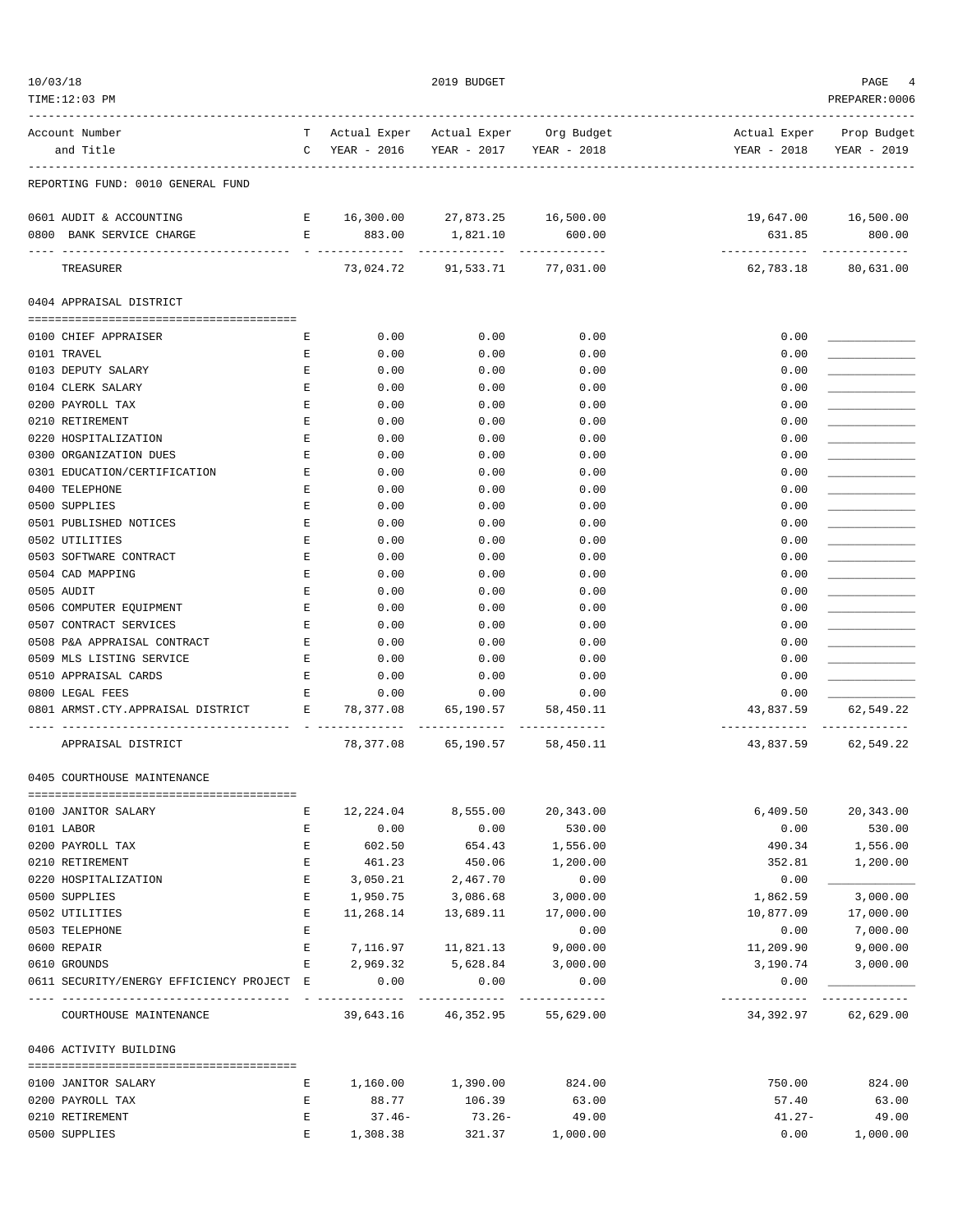REPORTING FUND: 0010 GENERAL FUND

| Account Number and Title | TC | Actual Exper YEAR - 2016 | Actual Exper YEAR - 2017 | Org Budget YEAR - 2018 | Actual Exper YEAR - 2018 | Prop Budget YEAR - 2019 |
|---|---|---|---|---|---|---|
| 0601 AUDIT & ACCOUNTING | E | 16,300.00 | 27,873.25 | 16,500.00 | 19,647.00 | 16,500.00 |
| 0800 BANK SERVICE CHARGE | E | 883.00 | 1,821.10 | 600.00 | 631.85 | 800.00 |
| TREASURER | | 73,024.72 | 91,533.71 | 77,031.00 | 62,783.18 | 80,631.00 |

## 0404 APPRAISAL DISTRICT

| Account Number and Title | TC | Actual Exper YEAR - 2016 | Actual Exper YEAR - 2017 | Org Budget YEAR - 2018 | Actual Exper YEAR - 2018 | Prop Budget YEAR - 2019 |
|---|---|---|---|---|---|---|
| 0100 CHIEF APPRAISER | E | 0.00 | 0.00 | 0.00 | 0.00 | |
| 0101 TRAVEL | E | 0.00 | 0.00 | 0.00 | 0.00 | |
| 0103 DEPUTY SALARY | E | 0.00 | 0.00 | 0.00 | 0.00 | |
| 0104 CLERK SALARY | E | 0.00 | 0.00 | 0.00 | 0.00 | |
| 0200 PAYROLL TAX | E | 0.00 | 0.00 | 0.00 | 0.00 | |
| 0210 RETIREMENT | E | 0.00 | 0.00 | 0.00 | 0.00 | |
| 0220 HOSPITALIZATION | E | 0.00 | 0.00 | 0.00 | 0.00 | |
| 0300 ORGANIZATION DUES | E | 0.00 | 0.00 | 0.00 | 0.00 | |
| 0301 EDUCATION/CERTIFICATION | E | 0.00 | 0.00 | 0.00 | 0.00 | |
| 0400 TELEPHONE | E | 0.00 | 0.00 | 0.00 | 0.00 | |
| 0500 SUPPLIES | E | 0.00 | 0.00 | 0.00 | 0.00 | |
| 0501 PUBLISHED NOTICES | E | 0.00 | 0.00 | 0.00 | 0.00 | |
| 0502 UTILITIES | E | 0.00 | 0.00 | 0.00 | 0.00 | |
| 0503 SOFTWARE CONTRACT | E | 0.00 | 0.00 | 0.00 | 0.00 | |
| 0504 CAD MAPPING | E | 0.00 | 0.00 | 0.00 | 0.00 | |
| 0505 AUDIT | E | 0.00 | 0.00 | 0.00 | 0.00 | |
| 0506 COMPUTER EQUIPMENT | E | 0.00 | 0.00 | 0.00 | 0.00 | |
| 0507 CONTRACT SERVICES | E | 0.00 | 0.00 | 0.00 | 0.00 | |
| 0508 P&A APPRAISAL CONTRACT | E | 0.00 | 0.00 | 0.00 | 0.00 | |
| 0509 MLS LISTING SERVICE | E | 0.00 | 0.00 | 0.00 | 0.00 | |
| 0510 APPRAISAL CARDS | E | 0.00 | 0.00 | 0.00 | 0.00 | |
| 0800 LEGAL FEES | E | 0.00 | 0.00 | 0.00 | 0.00 | |
| 0801 ARMST.CTY.APPRAISAL DISTRICT | E | 78,377.08 | 65,190.57 | 58,450.11 | 43,837.59 | 62,549.22 |
| APPRAISAL DISTRICT | | 78,377.08 | 65,190.57 | 58,450.11 | 43,837.59 | 62,549.22 |

## 0405 COURTHOUSE MAINTENANCE

| Account Number and Title | TC | Actual Exper YEAR - 2016 | Actual Exper YEAR - 2017 | Org Budget YEAR - 2018 | Actual Exper YEAR - 2018 | Prop Budget YEAR - 2019 |
|---|---|---|---|---|---|---|
| 0100 JANITOR SALARY | E | 12,224.04 | 8,555.00 | 20,343.00 | 6,409.50 | 20,343.00 |
| 0101 LABOR | E | 0.00 | 0.00 | 530.00 | 0.00 | 530.00 |
| 0200 PAYROLL TAX | E | 602.50 | 654.43 | 1,556.00 | 490.34 | 1,556.00 |
| 0210 RETIREMENT | E | 461.23 | 450.06 | 1,200.00 | 352.81 | 1,200.00 |
| 0220 HOSPITALIZATION | E | 3,050.21 | 2,467.70 | 0.00 | 0.00 | |
| 0500 SUPPLIES | E | 1,950.75 | 3,086.68 | 3,000.00 | 1,862.59 | 3,000.00 |
| 0502 UTILITIES | E | 11,268.14 | 13,689.11 | 17,000.00 | 10,877.09 | 17,000.00 |
| 0503 TELEPHONE | E | | | 0.00 | 0.00 | 7,000.00 |
| 0600 REPAIR | E | 7,116.97 | 11,821.13 | 9,000.00 | 11,209.90 | 9,000.00 |
| 0610 GROUNDS | E | 2,969.32 | 5,628.84 | 3,000.00 | 3,190.74 | 3,000.00 |
| 0611 SECURITY/ENERGY EFFICIENCY PROJECT | E | 0.00 | 0.00 | 0.00 | 0.00 | |
| COURTHOUSE MAINTENANCE | | 39,643.16 | 46,352.95 | 55,629.00 | 34,392.97 | 62,629.00 |

## 0406 ACTIVITY BUILDING

| Account Number and Title | TC | Actual Exper YEAR - 2016 | Actual Exper YEAR - 2017 | Org Budget YEAR - 2018 | Actual Exper YEAR - 2018 | Prop Budget YEAR - 2019 |
|---|---|---|---|---|---|---|
| 0100 JANITOR SALARY | E | 1,160.00 | 1,390.00 | 824.00 | 750.00 | 824.00 |
| 0200 PAYROLL TAX | E | 88.77 | 106.39 | 63.00 | 57.40 | 63.00 |
| 0210 RETIREMENT | E | 37.46- | 73.26- | 49.00 | 41.27- | 49.00 |
| 0500 SUPPLIES | E | 1,308.38 | 321.37 | 1,000.00 | 0.00 | 1,000.00 |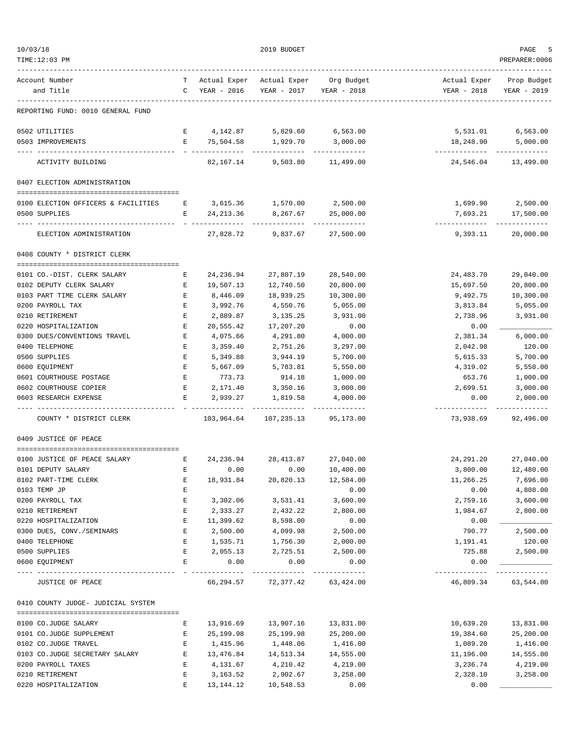10/03/18 | 2019 BUDGET | PREPARER:0006
TIME:12:03 PM

| Account Number and Title | TC | Actual Exper YEAR - 2016 | Actual Exper YEAR - 2017 | Org Budget YEAR - 2018 | Actual Exper YEAR - 2018 | Prop Budget YEAR - 2019 |
|---|---|---|---|---|---|---|
| **REPORTING FUND: 0010 GENERAL FUND** | | | | | | |
| 0502 UTILITIES | E | 4,142.87 | 5,829.60 | 6,563.00 | 5,531.01 | 6,563.00 |
| 0503 IMPROVEMENTS | E | 75,504.58 | 1,929.70 | 3,000.00 | 18,248.90 | 5,000.00 |
| ACTIVITY BUILDING | | 82,167.14 | 9,503.80 | 11,499.00 | 24,546.04 | 13,499.00 |
| **0407 ELECTION ADMINISTRATION** | | | | | | |
| 0100 ELECTION OFFICERS & FACILITIES | E | 3,615.36 | 1,570.00 | 2,500.00 | 1,699.90 | 2,500.00 |
| 0500 SUPPLIES | E | 24,213.36 | 8,267.67 | 25,000.00 | 7,693.21 | 17,500.00 |
| ELECTION ADMINISTRATION | | 27,828.72 | 9,837.67 | 27,500.00 | 9,393.11 | 20,000.00 |
| **0408 COUNTY * DISTRICT CLERK** | | | | | | |
| 0101 CO.-DIST. CLERK SALARY | E | 24,236.94 | 27,807.19 | 28,540.00 | 24,483.70 | 29,040.00 |
| 0102 DEPUTY CLERK SALARY | E | 19,507.13 | 12,740.50 | 20,800.00 | 15,697.50 | 20,800.00 |
| 0103 PART TIME CLERK SALARY | E | 8,446.09 | 18,939.25 | 10,300.00 | 9,492.75 | 10,300.00 |
| 0200 PAYROLL TAX | E | 3,992.76 | 4,550.76 | 5,055.00 | 3,813.84 | 5,055.00 |
| 0210 RETIREMENT | E | 2,889.87 | 3,135.25 | 3,931.00 | 2,738.96 | 3,931.00 |
| 0220 HOSPITALIZATION | E | 20,555.42 | 17,207.20 | 0.00 | 0.00 | ___________ |
| 0300 DUES/CONVENTIONS TRAVEL | E | 4,075.66 | 4,291.80 | 4,000.00 | 2,381.34 | 6,000.00 |
| 0400 TELEPHONE | E | 3,359.40 | 2,751.26 | 3,297.00 | 2,042.98 | 120.00 |
| 0500 SUPPLIES | E | 5,349.88 | 3,944.19 | 5,700.00 | 5,615.33 | 5,700.00 |
| 0600 EQUIPMENT | E | 5,667.09 | 5,783.81 | 5,550.00 | 4,319.02 | 5,550.00 |
| 0601 COURTHOUSE POSTAGE | E | 773.73 | 914.18 | 1,000.00 | 653.76 | 1,000.00 |
| 0602 COURTHOUSE COPIER | E | 2,171.40 | 3,350.16 | 3,000.00 | 2,699.51 | 3,000.00 |
| 0603 RESEARCH EXPENSE | E | 2,939.27 | 1,819.58 | 4,000.00 | 0.00 | 2,000.00 |
| COUNTY * DISTRICT CLERK | | 103,964.64 | 107,235.13 | 95,173.00 | 73,938.69 | 92,496.00 |
| **0409 JUSTICE OF PEACE** | | | | | | |
| 0100 JUSTICE OF PEACE SALARY | E | 24,236.94 | 28,413.87 | 27,040.00 | 24,291.20 | 27,040.00 |
| 0101 DEPUTY SALARY | E | 0.00 | 0.00 | 10,400.00 | 3,800.00 | 12,480.00 |
| 0102 PART-TIME CLERK | E | 18,931.84 | 20,820.13 | 12,584.00 | 11,266.25 | 7,696.00 |
| 0103 TEMP JP | E | | | 0.00 | 0.00 | 4,808.00 |
| 0200 PAYROLL TAX | E | 3,302.06 | 3,531.41 | 3,600.00 | 2,759.16 | 3,600.00 |
| 0210 RETIREMENT | E | 2,333.27 | 2,432.22 | 2,800.00 | 1,984.67 | 2,800.00 |
| 0220 HOSPITALIZATION | E | 11,399.62 | 8,598.00 | 0.00 | 0.00 | ___________ |
| 0300 DUES, CONV./SEMINARS | E | 2,500.00 | 4,099.98 | 2,500.00 | 790.77 | 2,500.00 |
| 0400 TELEPHONE | E | 1,535.71 | 1,756.30 | 2,000.00 | 1,191.41 | 120.00 |
| 0500 SUPPLIES | E | 2,055.13 | 2,725.51 | 2,500.00 | 725.88 | 2,500.00 |
| 0600 EQUIPMENT | E | 0.00 | 0.00 | 0.00 | 0.00 | ___________ |
| JUSTICE OF PEACE | | 66,294.57 | 72,377.42 | 63,424.00 | 46,809.34 | 63,544.00 |
| **0410 COUNTY JUDGE- JUDICIAL SYSTEM** | | | | | | |
| 0100 CO.JUDGE SALARY | E | 13,916.69 | 13,907.16 | 13,831.00 | 10,639.20 | 13,831.00 |
| 0101 CO.JUDGE SUPPLEMENT | E | 25,199.98 | 25,199.98 | 25,200.00 | 19,384.60 | 25,200.00 |
| 0102 CO.JUDGE TRAVEL | E | 1,415.96 | 1,448.06 | 1,416.00 | 1,089.20 | 1,416.00 |
| 0103 CO.JUDGE SECRETARY SALARY | E | 13,476.84 | 14,513.34 | 14,555.00 | 11,196.00 | 14,555.00 |
| 0200 PAYROLL TAXES | E | 4,131.67 | 4,210.42 | 4,219.00 | 3,236.74 | 4,219.00 |
| 0210 RETIREMENT | E | 3,163.52 | 2,902.67 | 3,258.00 | 2,328.10 | 3,258.00 |
| 0220 HOSPITALIZATION | E | 13,144.12 | 10,548.53 | 0.00 | 0.00 | ___________ |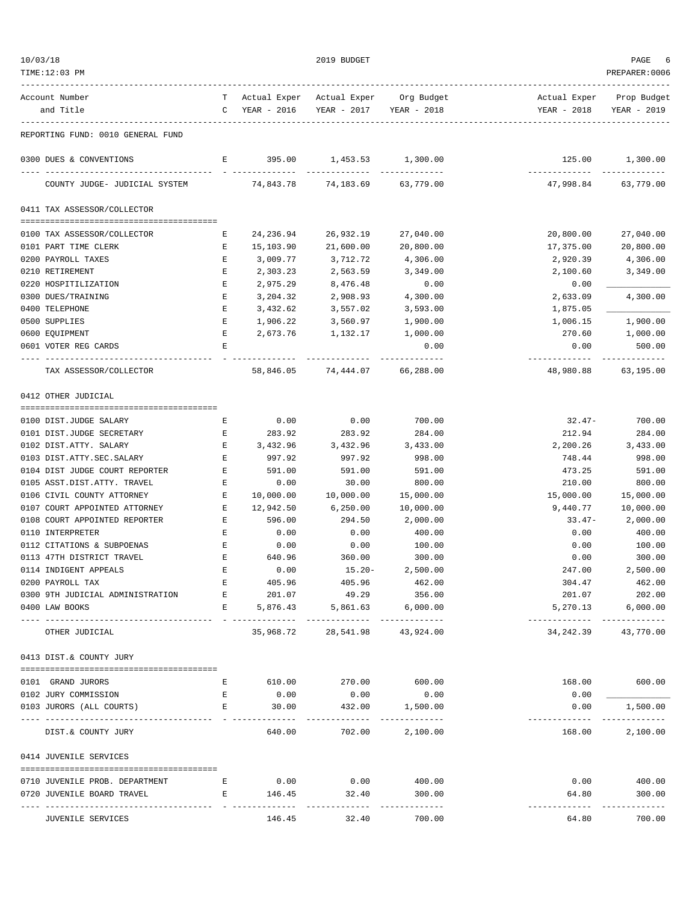REPORTING FUND: 0010 GENERAL FUND

| Account Number and Title | TC | Actual Exper YEAR - 2016 | Actual Exper YEAR - 2017 | Org Budget YEAR - 2018 | Actual Exper YEAR - 2018 | Prop Budget YEAR - 2019 |
|---|---|---|---|---|---|---|
| 0300 DUES & CONVENTIONS | E | 395.00 | 1,453.53 | 1,300.00 | 125.00 | 1,300.00 |
| COUNTY JUDGE- JUDICIAL SYSTEM | | 74,843.78 | 74,183.69 | 63,779.00 | 47,998.84 | 63,779.00 |
| **0411 TAX ASSESSOR/COLLECTOR** | | | | | | |
| 0100 TAX ASSESSOR/COLLECTOR | E | 24,236.94 | 26,932.19 | 27,040.00 | 20,800.00 | 27,040.00 |
| 0101 PART TIME CLERK | E | 15,103.90 | 21,600.00 | 20,800.00 | 17,375.00 | 20,800.00 |
| 0200 PAYROLL TAXES | E | 3,009.77 | 3,712.72 | 4,306.00 | 2,920.39 | 4,306.00 |
| 0210 RETIREMENT | E | 2,303.23 | 2,563.59 | 3,349.00 | 2,100.60 | 3,349.00 |
| 0220 HOSPITILIZATION | E | 2,975.29 | 8,476.48 | 0.00 | 0.00 | ____________ |
| 0300 DUES/TRAINING | E | 3,204.32 | 2,908.93 | 4,300.00 | 2,633.09 | 4,300.00 |
| 0400 TELEPHONE | E | 3,432.62 | 3,557.02 | 3,593.00 | 1,875.05 | ____________ |
| 0500 SUPPLIES | E | 1,906.22 | 3,560.97 | 1,900.00 | 1,006.15 | 1,900.00 |
| 0600 EQUIPMENT | E | 2,673.76 | 1,132.17 | 1,000.00 | 270.60 | 1,000.00 |
| 0601 VOTER REG CARDS | E | | | 0.00 | 0.00 | 500.00 |
| TAX ASSESSOR/COLLECTOR | | 58,846.05 | 74,444.07 | 66,288.00 | 48,980.88 | 63,195.00 |
| **0412 OTHER JUDICIAL** | | | | | | |
| 0100 DIST.JUDGE SALARY | E | 0.00 | 0.00 | 700.00 | 32.47- | 700.00 |
| 0101 DIST.JUDGE SECRETARY | E | 283.92 | 283.92 | 284.00 | 212.94 | 284.00 |
| 0102 DIST.ATTY. SALARY | E | 3,432.96 | 3,432.96 | 3,433.00 | 2,200.26 | 3,433.00 |
| 0103 DIST.ATTY.SEC.SALARY | E | 997.92 | 997.92 | 998.00 | 748.44 | 998.00 |
| 0104 DIST JUDGE COURT REPORTER | E | 591.00 | 591.00 | 591.00 | 473.25 | 591.00 |
| 0105 ASST.DIST.ATTY. TRAVEL | E | 0.00 | 30.00 | 800.00 | 210.00 | 800.00 |
| 0106 CIVIL COUNTY ATTORNEY | E | 10,000.00 | 10,000.00 | 15,000.00 | 15,000.00 | 15,000.00 |
| 0107 COURT APPOINTED ATTORNEY | E | 12,942.50 | 6,250.00 | 10,000.00 | 9,440.77 | 10,000.00 |
| 0108 COURT APPOINTED REPORTER | E | 596.00 | 294.50 | 2,000.00 | 33.47- | 2,000.00 |
| 0110 INTERPRETER | E | 0.00 | 0.00 | 400.00 | 0.00 | 400.00 |
| 0112 CITATIONS & SUBPOENAS | E | 0.00 | 0.00 | 100.00 | 0.00 | 100.00 |
| 0113 47TH DISTRICT TRAVEL | E | 640.96 | 360.00 | 300.00 | 0.00 | 300.00 |
| 0114 INDIGENT APPEALS | E | 0.00 | 15.20- | 2,500.00 | 247.00 | 2,500.00 |
| 0200 PAYROLL TAX | E | 405.96 | 405.96 | 462.00 | 304.47 | 462.00 |
| 0300 9TH JUDICIAL ADMINISTRATION | E | 201.07 | 49.29 | 356.00 | 201.07 | 202.00 |
| 0400 LAW BOOKS | E | 5,876.43 | 5,861.63 | 6,000.00 | 5,270.13 | 6,000.00 |
| OTHER JUDICIAL | | 35,968.72 | 28,541.98 | 43,924.00 | 34,242.39 | 43,770.00 |
| **0413 DIST.& COUNTY JURY** | | | | | | |
| 0101 GRAND JURORS | E | 610.00 | 270.00 | 600.00 | 168.00 | 600.00 |
| 0102 JURY COMMISSION | E | 0.00 | 0.00 | 0.00 | 0.00 | ____________ |
| 0103 JURORS (ALL COURTS) | E | 30.00 | 432.00 | 1,500.00 | 0.00 | 1,500.00 |
| DIST.& COUNTY JURY | | 640.00 | 702.00 | 2,100.00 | 168.00 | 2,100.00 |
| **0414 JUVENILE SERVICES** | | | | | | |
| 0710 JUVENILE PROB. DEPARTMENT | E | 0.00 | 0.00 | 400.00 | 0.00 | 400.00 |
| 0720 JUVENILE BOARD TRAVEL | E | 146.45 | 32.40 | 300.00 | 64.80 | 300.00 |
| JUVENILE SERVICES | | 146.45 | 32.40 | 700.00 | 64.80 | 700.00 |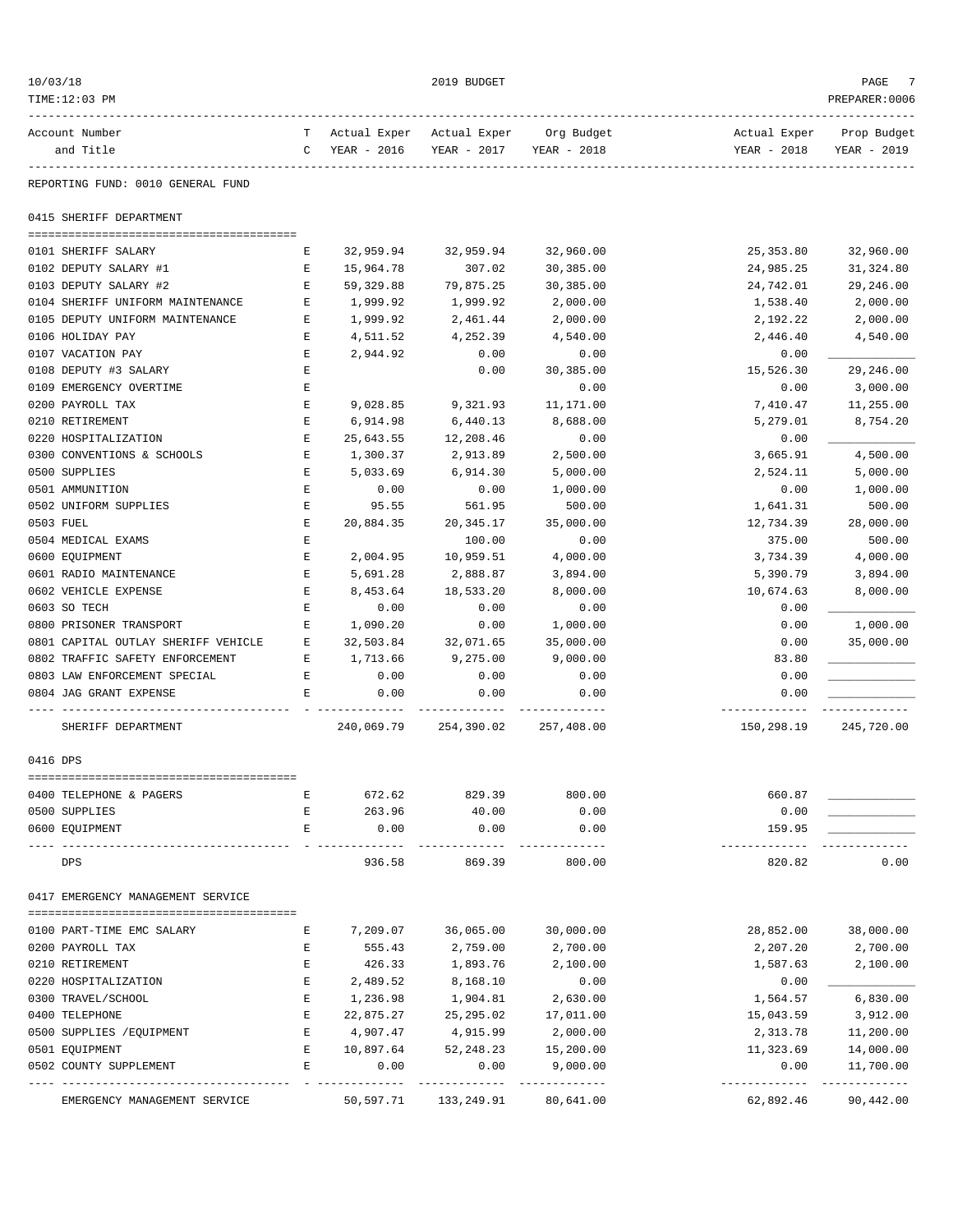2019 BUDGET

REPORTING FUND: 0010 GENERAL FUND

## 0415 SHERIFF DEPARTMENT

| Account Number and Title | TC | Actual Exper YEAR - 2016 | Actual Exper YEAR - 2017 | Org Budget YEAR - 2018 | Actual Exper YEAR - 2018 | Prop Budget YEAR - 2019 |
|---|---|---|---|---|---|---|
| 0101 SHERIFF SALARY | E | 32,959.94 | 32,959.94 | 32,960.00 | 25,353.80 | 32,960.00 |
| 0102 DEPUTY SALARY #1 | E | 15,964.78 | 307.02 | 30,385.00 | 24,985.25 | 31,324.80 |
| 0103 DEPUTY SALARY #2 | E | 59,329.88 | 79,875.25 | 30,385.00 | 24,742.01 | 29,246.00 |
| 0104 SHERIFF UNIFORM MAINTENANCE | E | 1,999.92 | 1,999.92 | 2,000.00 | 1,538.40 | 2,000.00 |
| 0105 DEPUTY UNIFORM MAINTENANCE | E | 1,999.92 | 2,461.44 | 2,000.00 | 2,192.22 | 2,000.00 |
| 0106 HOLIDAY PAY | E | 4,511.52 | 4,252.39 | 4,540.00 | 2,446.40 | 4,540.00 |
| 0107 VACATION PAY | E | 2,944.92 | 0.00 | 0.00 | 0.00 | |
| 0108 DEPUTY #3 SALARY | E | | 0.00 | 30,385.00 | 15,526.30 | 29,246.00 |
| 0109 EMERGENCY OVERTIME | E | | | 0.00 | 0.00 | 3,000.00 |
| 0200 PAYROLL TAX | E | 9,028.85 | 9,321.93 | 11,171.00 | 7,410.47 | 11,255.00 |
| 0210 RETIREMENT | E | 6,914.98 | 6,440.13 | 8,688.00 | 5,279.01 | 8,754.20 |
| 0220 HOSPITALIZATION | E | 25,643.55 | 12,208.46 | 0.00 | 0.00 | |
| 0300 CONVENTIONS & SCHOOLS | E | 1,300.37 | 2,913.89 | 2,500.00 | 3,665.91 | 4,500.00 |
| 0500 SUPPLIES | E | 5,033.69 | 6,914.30 | 5,000.00 | 2,524.11 | 5,000.00 |
| 0501 AMMUNITION | E | 0.00 | 0.00 | 1,000.00 | 0.00 | 1,000.00 |
| 0502 UNIFORM SUPPLIES | E | 95.55 | 561.95 | 500.00 | 1,641.31 | 500.00 |
| 0503 FUEL | E | 20,884.35 | 20,345.17 | 35,000.00 | 12,734.39 | 28,000.00 |
| 0504 MEDICAL EXAMS | E | | 100.00 | 0.00 | 375.00 | 500.00 |
| 0600 EQUIPMENT | E | 2,004.95 | 10,959.51 | 4,000.00 | 3,734.39 | 4,000.00 |
| 0601 RADIO MAINTENANCE | E | 5,691.28 | 2,888.87 | 3,894.00 | 5,390.79 | 3,894.00 |
| 0602 VEHICLE EXPENSE | E | 8,453.64 | 18,533.20 | 8,000.00 | 10,674.63 | 8,000.00 |
| 0603 SO TECH | E | 0.00 | 0.00 | 0.00 | 0.00 | |
| 0800 PRISONER TRANSPORT | E | 1,090.20 | 0.00 | 1,000.00 | 0.00 | 1,000.00 |
| 0801 CAPITAL OUTLAY SHERIFF VEHICLE | E | 32,503.84 | 32,071.65 | 35,000.00 | 0.00 | 35,000.00 |
| 0802 TRAFFIC SAFETY ENFORCEMENT | E | 1,713.66 | 9,275.00 | 9,000.00 | 83.80 | |
| 0803 LAW ENFORCEMENT SPECIAL | E | 0.00 | 0.00 | 0.00 | 0.00 | |
| 0804 JAG GRANT EXPENSE | E | 0.00 | 0.00 | 0.00 | 0.00 | |
| SHERIFF DEPARTMENT | | 240,069.79 | 254,390.02 | 257,408.00 | 150,298.19 | 245,720.00 |

## 0416 DPS

| Account Number and Title | TC | Actual Exper YEAR - 2016 | Actual Exper YEAR - 2017 | Org Budget YEAR - 2018 | Actual Exper YEAR - 2018 | Prop Budget YEAR - 2019 |
|---|---|---|---|---|---|---|
| 0400 TELEPHONE & PAGERS | E | 672.62 | 829.39 | 800.00 | 660.87 | |
| 0500 SUPPLIES | E | 263.96 | 40.00 | 0.00 | 0.00 | |
| 0600 EQUIPMENT | E | 0.00 | 0.00 | 0.00 | 159.95 | |
| DPS | | 936.58 | 869.39 | 800.00 | 820.82 | 0.00 |

## 0417 EMERGENCY MANAGEMENT SERVICE

| Account Number and Title | TC | Actual Exper YEAR - 2016 | Actual Exper YEAR - 2017 | Org Budget YEAR - 2018 | Actual Exper YEAR - 2018 | Prop Budget YEAR - 2019 |
|---|---|---|---|---|---|---|
| 0100 PART-TIME EMC SALARY | E | 7,209.07 | 36,065.00 | 30,000.00 | 28,852.00 | 38,000.00 |
| 0200 PAYROLL TAX | E | 555.43 | 2,759.00 | 2,700.00 | 2,207.20 | 2,700.00 |
| 0210 RETIREMENT | E | 426.33 | 1,893.76 | 2,100.00 | 1,587.63 | 2,100.00 |
| 0220 HOSPITALIZATION | E | 2,489.52 | 8,168.10 | 0.00 | 0.00 | |
| 0300 TRAVEL/SCHOOL | E | 1,236.98 | 1,904.81 | 2,630.00 | 1,564.57 | 6,830.00 |
| 0400 TELEPHONE | E | 22,875.27 | 25,295.02 | 17,011.00 | 15,043.59 | 3,912.00 |
| 0500 SUPPLIES /EQUIPMENT | E | 4,907.47 | 4,915.99 | 2,000.00 | 2,313.78 | 11,200.00 |
| 0501 EQUIPMENT | E | 10,897.64 | 52,248.23 | 15,200.00 | 11,323.69 | 14,000.00 |
| 0502 COUNTY SUPPLEMENT | E | 0.00 | 0.00 | 9,000.00 | 0.00 | 11,700.00 |
| EMERGENCY MANAGEMENT SERVICE | | 50,597.71 | 133,249.91 | 80,641.00 | 62,892.46 | 90,442.00 |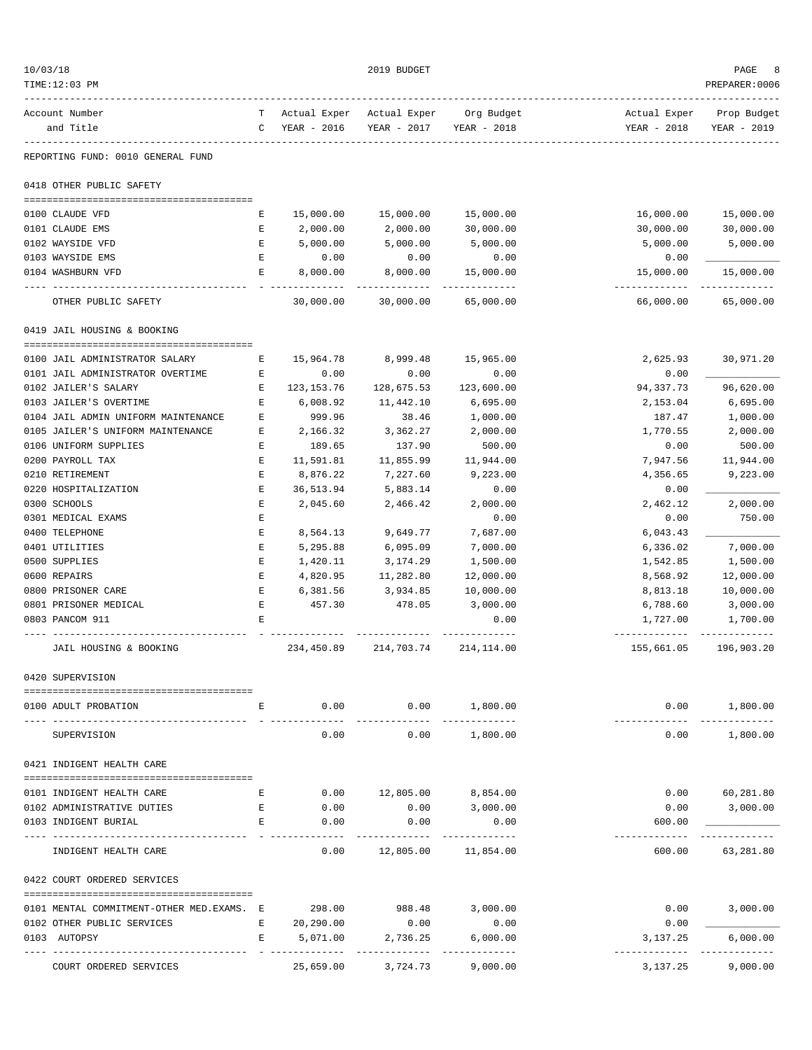REPORTING FUND: 0010 GENERAL FUND

| Account Number and Title | TC | Actual Exper YEAR - 2016 | Actual Exper YEAR - 2017 | Org Budget YEAR - 2018 | Actual Exper YEAR - 2018 | Prop Budget YEAR - 2019 |
|---|---|---|---|---|---|---|
| **0418 OTHER PUBLIC SAFETY** | | | | | | |
| 0100 CLAUDE VFD | E | 15,000.00 | 15,000.00 | 15,000.00 | 16,000.00 | 15,000.00 |
| 0101 CLAUDE EMS | E | 2,000.00 | 2,000.00 | 30,000.00 | 30,000.00 | 30,000.00 |
| 0102 WAYSIDE VFD | E | 5,000.00 | 5,000.00 | 5,000.00 | 5,000.00 | 5,000.00 |
| 0103 WAYSIDE EMS | E | 0.00 | 0.00 | 0.00 | 0.00 | |
| 0104 WASHBURN VFD | E | 8,000.00 | 8,000.00 | 15,000.00 | 15,000.00 | 15,000.00 |
| OTHER PUBLIC SAFETY | | 30,000.00 | 30,000.00 | 65,000.00 | 66,000.00 | 65,000.00 |
| **0419 JAIL HOUSING & BOOKING** | | | | | | |
| 0100 JAIL ADMINISTRATOR SALARY | E | 15,964.78 | 8,999.48 | 15,965.00 | 2,625.93 | 30,971.20 |
| 0101 JAIL ADMINISTRATOR OVERTIME | E | 0.00 | 0.00 | 0.00 | 0.00 | |
| 0102 JAILER'S SALARY | E | 123,153.76 | 128,675.53 | 123,600.00 | 94,337.73 | 96,620.00 |
| 0103 JAILER'S OVERTIME | E | 6,008.92 | 11,442.10 | 6,695.00 | 2,153.04 | 6,695.00 |
| 0104 JAIL ADMIN UNIFORM MAINTENANCE | E | 999.96 | 38.46 | 1,000.00 | 187.47 | 1,000.00 |
| 0105 JAILER'S UNIFORM MAINTENANCE | E | 2,166.32 | 3,362.27 | 2,000.00 | 1,770.55 | 2,000.00 |
| 0106 UNIFORM SUPPLIES | E | 189.65 | 137.90 | 500.00 | 0.00 | 500.00 |
| 0200 PAYROLL TAX | E | 11,591.81 | 11,855.99 | 11,944.00 | 7,947.56 | 11,944.00 |
| 0210 RETIREMENT | E | 8,876.22 | 7,227.60 | 9,223.00 | 4,356.65 | 9,223.00 |
| 0220 HOSPITALIZATION | E | 36,513.94 | 5,883.14 | 0.00 | 0.00 | |
| 0300 SCHOOLS | E | 2,045.60 | 2,466.42 | 2,000.00 | 2,462.12 | 2,000.00 |
| 0301 MEDICAL EXAMS | E | | | 0.00 | 0.00 | 750.00 |
| 0400 TELEPHONE | E | 8,564.13 | 9,649.77 | 7,687.00 | 6,043.43 | |
| 0401 UTILITIES | E | 5,295.88 | 6,095.09 | 7,000.00 | 6,336.02 | 7,000.00 |
| 0500 SUPPLIES | E | 1,420.11 | 3,174.29 | 1,500.00 | 1,542.85 | 1,500.00 |
| 0600 REPAIRS | E | 4,820.95 | 11,282.80 | 12,000.00 | 8,568.92 | 12,000.00 |
| 0800 PRISONER CARE | E | 6,381.56 | 3,934.85 | 10,000.00 | 8,813.18 | 10,000.00 |
| 0801 PRISONER MEDICAL | E | 457.30 | 478.05 | 3,000.00 | 6,788.60 | 3,000.00 |
| 0803 PANCOM 911 | E | | | 0.00 | 1,727.00 | 1,700.00 |
| JAIL HOUSING & BOOKING | | 234,450.89 | 214,703.74 | 214,114.00 | 155,661.05 | 196,903.20 |
| **0420 SUPERVISION** | | | | | | |
| 0100 ADULT PROBATION | E | 0.00 | 0.00 | 1,800.00 | 0.00 | 1,800.00 |
| SUPERVISION | | 0.00 | 0.00 | 1,800.00 | 0.00 | 1,800.00 |
| **0421 INDIGENT HEALTH CARE** | | | | | | |
| 0101 INDIGENT HEALTH CARE | E | 0.00 | 12,805.00 | 8,854.00 | 0.00 | 60,281.80 |
| 0102 ADMINISTRATIVE DUTIES | E | 0.00 | 0.00 | 3,000.00 | 0.00 | 3,000.00 |
| 0103 INDIGENT BURIAL | E | 0.00 | 0.00 | 0.00 | 600.00 | |
| INDIGENT HEALTH CARE | | 0.00 | 12,805.00 | 11,854.00 | 600.00 | 63,281.80 |
| **0422 COURT ORDERED SERVICES** | | | | | | |
| 0101 MENTAL COMMITMENT-OTHER MED.EXAMS. | E | 298.00 | 988.48 | 3,000.00 | 0.00 | 3,000.00 |
| 0102 OTHER PUBLIC SERVICES | E | 20,290.00 | 0.00 | 0.00 | 0.00 | |
| 0103 AUTOPSY | E | 5,071.00 | 2,736.25 | 6,000.00 | 3,137.25 | 6,000.00 |
| COURT ORDERED SERVICES | | 25,659.00 | 3,724.73 | 9,000.00 | 3,137.25 | 9,000.00 |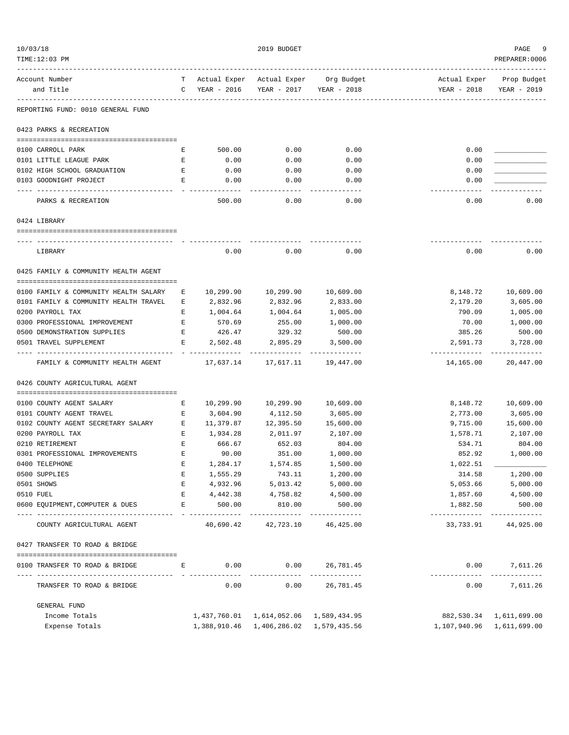2019 BUDGET

| Account Number and Title | TC | Actual Exper YEAR - 2016 | Actual Exper YEAR - 2017 | Org Budget YEAR - 2018 | Actual Exper YEAR - 2018 | Prop Budget YEAR - 2019 |
|---|---|---|---|---|---|---|

REPORTING FUND: 0010 GENERAL FUND

**0423 PARKS & RECREATION**

| Account Number and Title | TC | Actual Exper YEAR - 2016 | Actual Exper YEAR - 2017 | Org Budget YEAR - 2018 | Actual Exper YEAR - 2018 | Prop Budget YEAR - 2019 |
|---|---|---|---|---|---|---|
| 0100 CARROLL PARK | E | 500.00 | 0.00 | 0.00 | 0.00 | ____________ |
| 0101 LITTLE LEAGUE PARK | E | 0.00 | 0.00 | 0.00 | 0.00 | ____________ |
| 0102 HIGH SCHOOL GRADUATION | E | 0.00 | 0.00 | 0.00 | 0.00 | ____________ |
| 0103 GOODNIGHT PROJECT | E | 0.00 | 0.00 | 0.00 | 0.00 | ____________ |
| PARKS & RECREATION | | 500.00 | 0.00 | 0.00 | 0.00 | 0.00 |

**0424 LIBRARY**

| Account Number and Title | TC | Actual Exper YEAR - 2016 | Actual Exper YEAR - 2017 | Org Budget YEAR - 2018 | Actual Exper YEAR - 2018 | Prop Budget YEAR - 2019 |
|---|---|---|---|---|---|---|
| LIBRARY | | 0.00 | 0.00 | 0.00 | 0.00 | 0.00 |

**0425 FAMILY & COMMUNITY HEALTH AGENT**

| Account Number and Title | TC | Actual Exper YEAR - 2016 | Actual Exper YEAR - 2017 | Org Budget YEAR - 2018 | Actual Exper YEAR - 2018 | Prop Budget YEAR - 2019 |
|---|---|---|---|---|---|---|
| 0100 FAMILY & COMMUNITY HEALTH SALARY | E | 10,299.90 | 10,299.90 | 10,609.00 | 8,148.72 | 10,609.00 |
| 0101 FAMILY & COMMUNITY HEALTH TRAVEL | E | 2,832.96 | 2,832.96 | 2,833.00 | 2,179.20 | 3,605.00 |
| 0200 PAYROLL TAX | E | 1,004.64 | 1,004.64 | 1,005.00 | 790.09 | 1,005.00 |
| 0300 PROFESSIONAL IMPROVEMENT | E | 570.69 | 255.00 | 1,000.00 | 70.00 | 1,000.00 |
| 0500 DEMONSTRATION SUPPLIES | E | 426.47 | 329.32 | 500.00 | 385.26 | 500.00 |
| 0501 TRAVEL SUPPLEMENT | E | 2,502.48 | 2,895.29 | 3,500.00 | 2,591.73 | 3,728.00 |
| FAMILY & COMMUNITY HEALTH AGENT | | 17,637.14 | 17,617.11 | 19,447.00 | 14,165.00 | 20,447.00 |

**0426 COUNTY AGRICULTURAL AGENT**

| Account Number and Title | TC | Actual Exper YEAR - 2016 | Actual Exper YEAR - 2017 | Org Budget YEAR - 2018 | Actual Exper YEAR - 2018 | Prop Budget YEAR - 2019 |
|---|---|---|---|---|---|---|
| 0100 COUNTY AGENT SALARY | E | 10,299.90 | 10,299.90 | 10,609.00 | 8,148.72 | 10,609.00 |
| 0101 COUNTY AGENT TRAVEL | E | 3,604.90 | 4,112.50 | 3,605.00 | 2,773.00 | 3,605.00 |
| 0102 COUNTY AGENT SECRETARY SALARY | E | 11,379.87 | 12,395.50 | 15,600.00 | 9,715.00 | 15,600.00 |
| 0200 PAYROLL TAX | E | 1,934.28 | 2,011.97 | 2,107.00 | 1,578.71 | 2,107.00 |
| 0210 RETIREMENT | E | 666.67 | 652.03 | 804.00 | 534.71 | 804.00 |
| 0301 PROFESSIONAL IMPROVEMENTS | E | 90.00 | 351.00 | 1,000.00 | 852.92 | 1,000.00 |
| 0400 TELEPHONE | E | 1,284.17 | 1,574.85 | 1,500.00 | 1,022.51 | ____________ |
| 0500 SUPPLIES | E | 1,555.29 | 743.11 | 1,200.00 | 314.58 | 1,200.00 |
| 0501 SHOWS | E | 4,932.96 | 5,013.42 | 5,000.00 | 5,053.66 | 5,000.00 |
| 0510 FUEL | E | 4,442.38 | 4,758.82 | 4,500.00 | 1,857.60 | 4,500.00 |
| 0600 EQUIPMENT,COMPUTER & DUES | E | 500.00 | 810.00 | 500.00 | 1,882.50 | 500.00 |
| COUNTY AGRICULTURAL AGENT | | 40,690.42 | 42,723.10 | 46,425.00 | 33,733.91 | 44,925.00 |

**0427 TRANSFER TO ROAD & BRIDGE**

| Account Number and Title | TC | Actual Exper YEAR - 2016 | Actual Exper YEAR - 2017 | Org Budget YEAR - 2018 | Actual Exper YEAR - 2018 | Prop Budget YEAR - 2019 |
|---|---|---|---|---|---|---|
| 0100 TRANSFER TO ROAD & BRIDGE | E | 0.00 | 0.00 | 26,781.45 | 0.00 | 7,611.26 |
| TRANSFER TO ROAD & BRIDGE | | 0.00 | 0.00 | 26,781.45 | 0.00 | 7,611.26 |

**GENERAL FUND**

| | | Actual Exper YEAR - 2016 | Actual Exper YEAR - 2017 | Org Budget YEAR - 2018 | Actual Exper YEAR - 2018 | Prop Budget YEAR - 2019 |
|---|---|---|---|---|---|---|
| Income Totals | | 1,437,760.01 | 1,614,052.06 | 1,589,434.95 | 882,530.34 | 1,611,699.00 |
| Expense Totals | | 1,388,910.46 | 1,406,286.02 | 1,579,435.56 | 1,107,940.96 | 1,611,699.00 |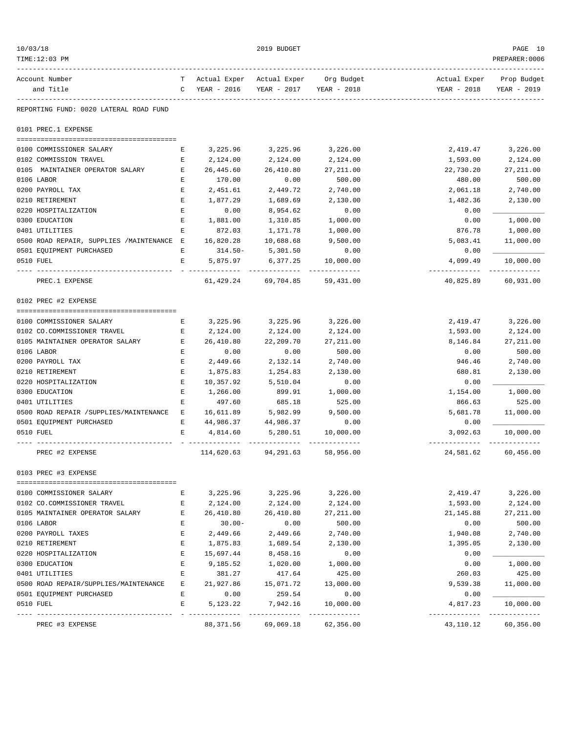2019 BUDGET

| Account Number and Title | TC | Actual Exper YEAR - 2016 | Actual Exper YEAR - 2017 | Org Budget YEAR - 2018 | Actual Exper YEAR - 2018 | Prop Budget YEAR - 2019 |
|---|---|---|---|---|---|---|

REPORTING FUND: 0020 LATERAL ROAD FUND

## 0101 PREC.1 EXPENSE

| Account Number and Title | TC | Actual Exper YEAR - 2016 | Actual Exper YEAR - 2017 | Org Budget YEAR - 2018 | Actual Exper YEAR - 2018 | Prop Budget YEAR - 2019 |
|---|---|---|---|---|---|---|
| 0100 COMMISSIONER SALARY | E | 3,225.96 | 3,225.96 | 3,226.00 | 2,419.47 | 3,226.00 |
| 0102 COMMISSION TRAVEL | E | 2,124.00 | 2,124.00 | 2,124.00 | 1,593.00 | 2,124.00 |
| 0105 MAINTAINER OPERATOR SALARY | E | 26,445.60 | 26,410.80 | 27,211.00 | 22,730.20 | 27,211.00 |
| 0106 LABOR | E | 170.00 | 0.00 | 500.00 | 480.00 | 500.00 |
| 0200 PAYROLL TAX | E | 2,451.61 | 2,449.72 | 2,740.00 | 2,061.18 | 2,740.00 |
| 0210 RETIREMENT | E | 1,877.29 | 1,689.69 | 2,130.00 | 1,482.36 | 2,130.00 |
| 0220 HOSPITALIZATION | E | 0.00 | 8,954.62 | 0.00 | 0.00 | ____________ |
| 0300 EDUCATION | E | 1,881.00 | 1,310.85 | 1,000.00 | 0.00 | 1,000.00 |
| 0401 UTILITIES | E | 872.03 | 1,171.78 | 1,000.00 | 876.78 | 1,000.00 |
| 0500 ROAD REPAIR, SUPPLIES /MAINTENANCE | E | 16,820.28 | 10,688.68 | 9,500.00 | 5,083.41 | 11,000.00 |
| 0501 EQUIPMENT PURCHASED | E | 314.50- | 5,301.50 | 0.00 | 0.00 | ____________ |
| 0510 FUEL | E | 5,875.97 | 6,377.25 | 10,000.00 | 4,099.49 | 10,000.00 |
| PREC.1 EXPENSE | | 61,429.24 | 69,704.85 | 59,431.00 | 40,825.89 | 60,931.00 |

## 0102 PREC #2 EXPENSE

| Account Number and Title | TC | Actual Exper YEAR - 2016 | Actual Exper YEAR - 2017 | Org Budget YEAR - 2018 | Actual Exper YEAR - 2018 | Prop Budget YEAR - 2019 |
|---|---|---|---|---|---|---|
| 0100 COMMISSIONER SALARY | E | 3,225.96 | 3,225.96 | 3,226.00 | 2,419.47 | 3,226.00 |
| 0102 CO.COMMISSIONER TRAVEL | E | 2,124.00 | 2,124.00 | 2,124.00 | 1,593.00 | 2,124.00 |
| 0105 MAINTAINER OPERATOR SALARY | E | 26,410.80 | 22,209.70 | 27,211.00 | 8,146.84 | 27,211.00 |
| 0106 LABOR | E | 0.00 | 0.00 | 500.00 | 0.00 | 500.00 |
| 0200 PAYROLL TAX | E | 2,449.66 | 2,132.14 | 2,740.00 | 946.46 | 2,740.00 |
| 0210 RETIREMENT | E | 1,875.83 | 1,254.83 | 2,130.00 | 680.81 | 2,130.00 |
| 0220 HOSPITALIZATION | E | 10,357.92 | 5,510.04 | 0.00 | 0.00 | ____________ |
| 0300 EDUCATION | E | 1,266.00 | 899.91 | 1,000.00 | 1,154.00 | 1,000.00 |
| 0401 UTILITIES | E | 497.60 | 685.18 | 525.00 | 866.63 | 525.00 |
| 0500 ROAD REPAIR /SUPPLIES/MAINTENANCE | E | 16,611.89 | 5,982.99 | 9,500.00 | 5,681.78 | 11,000.00 |
| 0501 EQUIPMENT PURCHASED | E | 44,986.37 | 44,986.37 | 0.00 | 0.00 | ____________ |
| 0510 FUEL | E | 4,814.60 | 5,280.51 | 10,000.00 | 3,092.63 | 10,000.00 |
| PREC #2 EXPENSE | | 114,620.63 | 94,291.63 | 58,956.00 | 24,581.62 | 60,456.00 |

## 0103 PREC #3 EXPENSE

| Account Number and Title | TC | Actual Exper YEAR - 2016 | Actual Exper YEAR - 2017 | Org Budget YEAR - 2018 | Actual Exper YEAR - 2018 | Prop Budget YEAR - 2019 |
|---|---|---|---|---|---|---|
| 0100 COMMISSIONER SALARY | E | 3,225.96 | 3,225.96 | 3,226.00 | 2,419.47 | 3,226.00 |
| 0102 CO.COMMISSIONER TRAVEL | E | 2,124.00 | 2,124.00 | 2,124.00 | 1,593.00 | 2,124.00 |
| 0105 MAINTAINER OPERATOR SALARY | E | 26,410.80 | 26,410.80 | 27,211.00 | 21,145.88 | 27,211.00 |
| 0106 LABOR | E | 30.00- | 0.00 | 500.00 | 0.00 | 500.00 |
| 0200 PAYROLL TAXES | E | 2,449.66 | 2,449.66 | 2,740.00 | 1,940.08 | 2,740.00 |
| 0210 RETIREMENT | E | 1,875.83 | 1,689.54 | 2,130.00 | 1,395.05 | 2,130.00 |
| 0220 HOSPITALIZATION | E | 15,697.44 | 8,458.16 | 0.00 | 0.00 | ____________ |
| 0300 EDUCATION | E | 9,185.52 | 1,020.00 | 1,000.00 | 0.00 | 1,000.00 |
| 0401 UTILITIES | E | 381.27 | 417.64 | 425.00 | 260.03 | 425.00 |
| 0500 ROAD REPAIR/SUPPLIES/MAINTENANCE | E | 21,927.86 | 15,071.72 | 13,000.00 | 9,539.38 | 11,000.00 |
| 0501 EQUIPMENT PURCHASED | E | 0.00 | 259.54 | 0.00 | 0.00 | ____________ |
| 0510 FUEL | E | 5,123.22 | 7,942.16 | 10,000.00 | 4,817.23 | 10,000.00 |
| PREC #3 EXPENSE | | 88,371.56 | 69,069.18 | 62,356.00 | 43,110.12 | 60,356.00 |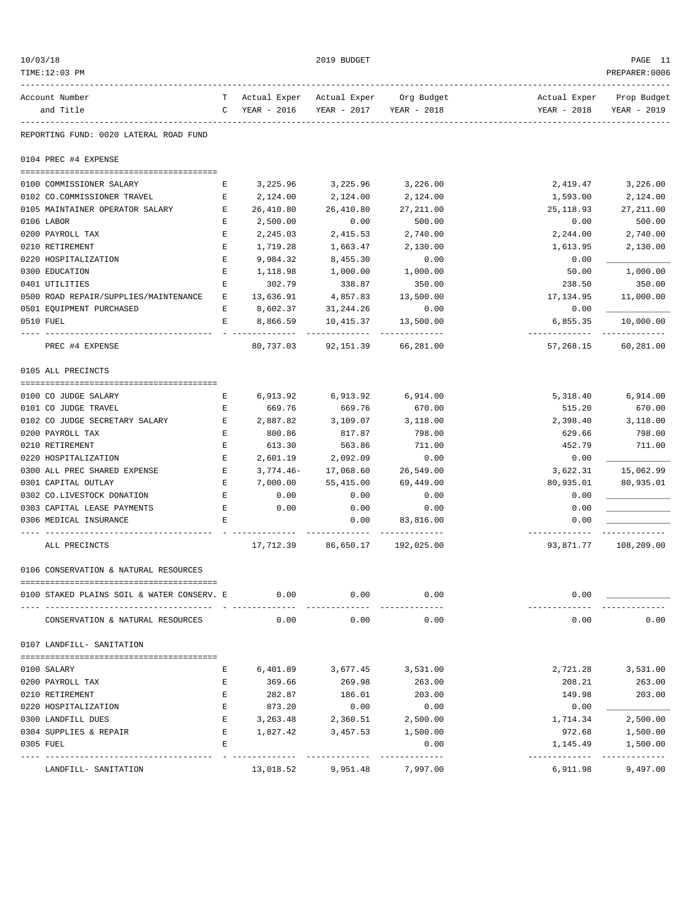REPORTING FUND: 0020 LATERAL ROAD FUND

## 0104 PREC #4 EXPENSE

| Account Number and Title | TC | Actual Exper YEAR - 2016 | Actual Exper YEAR - 2017 | Org Budget YEAR - 2018 | Actual Exper YEAR - 2018 | Prop Budget YEAR - 2019 |
|---|---|---|---|---|---|---|
| 0100 COMMISSIONER SALARY | E | 3,225.96 | 3,225.96 | 3,226.00 | 2,419.47 | 3,226.00 |
| 0102 CO.COMMISSIONER TRAVEL | E | 2,124.00 | 2,124.00 | 2,124.00 | 1,593.00 | 2,124.00 |
| 0105 MAINTAINER OPERATOR SALARY | E | 26,410.80 | 26,410.80 | 27,211.00 | 25,118.93 | 27,211.00 |
| 0106 LABOR | E | 2,500.00 | 0.00 | 500.00 | 0.00 | 500.00 |
| 0200 PAYROLL TAX | E | 2,245.03 | 2,415.53 | 2,740.00 | 2,244.00 | 2,740.00 |
| 0210 RETIREMENT | E | 1,719.28 | 1,663.47 | 2,130.00 | 1,613.95 | 2,130.00 |
| 0220 HOSPITALIZATION | E | 9,984.32 | 8,455.30 | 0.00 | 0.00 | ____________ |
| 0300 EDUCATION | E | 1,118.98 | 1,000.00 | 1,000.00 | 50.00 | 1,000.00 |
| 0401 UTILITIES | E | 302.79 | 338.87 | 350.00 | 238.50 | 350.00 |
| 0500 ROAD REPAIR/SUPPLIES/MAINTENANCE | E | 13,636.91 | 4,857.83 | 13,500.00 | 17,134.95 | 11,000.00 |
| 0501 EQUIPMENT PURCHASED | E | 8,602.37 | 31,244.26 | 0.00 | 0.00 | ____________ |
| 0510 FUEL | E | 8,866.59 | 10,415.37 | 13,500.00 | 6,855.35 | 10,000.00 |
| PREC #4 EXPENSE | | 80,737.03 | 92,151.39 | 66,281.00 | 57,268.15 | 60,281.00 |

## 0105 ALL PRECINCTS

| Account Number and Title | TC | Actual Exper YEAR - 2016 | Actual Exper YEAR - 2017 | Org Budget YEAR - 2018 | Actual Exper YEAR - 2018 | Prop Budget YEAR - 2019 |
|---|---|---|---|---|---|---|
| 0100 CO JUDGE SALARY | E | 6,913.92 | 6,913.92 | 6,914.00 | 5,318.40 | 6,914.00 |
| 0101 CO JUDGE TRAVEL | E | 669.76 | 669.76 | 670.00 | 515.20 | 670.00 |
| 0102 CO JUDGE SECRETARY SALARY | E | 2,887.82 | 3,109.07 | 3,118.00 | 2,398.40 | 3,118.00 |
| 0200 PAYROLL TAX | E | 800.86 | 817.87 | 798.00 | 629.66 | 798.00 |
| 0210 RETIREMENT | E | 613.30 | 563.86 | 711.00 | 452.79 | 711.00 |
| 0220 HOSPITALIZATION | E | 2,601.19 | 2,092.09 | 0.00 | 0.00 | ____________ |
| 0300 ALL PREC SHARED EXPENSE | E | 3,774.46- | 17,068.60 | 26,549.00 | 3,622.31 | 15,062.99 |
| 0301 CAPITAL OUTLAY | E | 7,000.00 | 55,415.00 | 69,449.00 | 80,935.01 | 80,935.01 |
| 0302 CO.LIVESTOCK DONATION | E | 0.00 | 0.00 | 0.00 | 0.00 | ____________ |
| 0303 CAPITAL LEASE PAYMENTS | E | 0.00 | 0.00 | 0.00 | 0.00 | ____________ |
| 0306 MEDICAL INSURANCE | E | | 0.00 | 83,816.00 | 0.00 | ____________ |
| ALL PRECINCTS | | 17,712.39 | 86,650.17 | 192,025.00 | 93,871.77 | 108,209.00 |

## 0106 CONSERVATION & NATURAL RESOURCES

| Account Number and Title | TC | Actual Exper YEAR - 2016 | Actual Exper YEAR - 2017 | Org Budget YEAR - 2018 | Actual Exper YEAR - 2018 | Prop Budget YEAR - 2019 |
|---|---|---|---|---|---|---|
| 0100 STAKED PLAINS SOIL & WATER CONSERV. | E | 0.00 | 0.00 | 0.00 | 0.00 | ____________ |
| CONSERVATION & NATURAL RESOURCES | | 0.00 | 0.00 | 0.00 | 0.00 | 0.00 |

## 0107 LANDFILL- SANITATION

| Account Number and Title | TC | Actual Exper YEAR - 2016 | Actual Exper YEAR - 2017 | Org Budget YEAR - 2018 | Actual Exper YEAR - 2018 | Prop Budget YEAR - 2019 |
|---|---|---|---|---|---|---|
| 0100 SALARY | E | 6,401.89 | 3,677.45 | 3,531.00 | 2,721.28 | 3,531.00 |
| 0200 PAYROLL TAX | E | 369.66 | 269.98 | 263.00 | 208.21 | 263.00 |
| 0210 RETIREMENT | E | 282.87 | 186.01 | 203.00 | 149.98 | 203.00 |
| 0220 HOSPITALIZATION | E | 873.20 | 0.00 | 0.00 | 0.00 | ____________ |
| 0300 LANDFILL DUES | E | 3,263.48 | 2,360.51 | 2,500.00 | 1,714.34 | 2,500.00 |
| 0304 SUPPLIES & REPAIR | E | 1,827.42 | 3,457.53 | 1,500.00 | 972.68 | 1,500.00 |
| 0305 FUEL | E | | | 0.00 | 1,145.49 | 1,500.00 |
| LANDFILL- SANITATION | | 13,018.52 | 9,951.48 | 7,997.00 | 6,911.98 | 9,497.00 |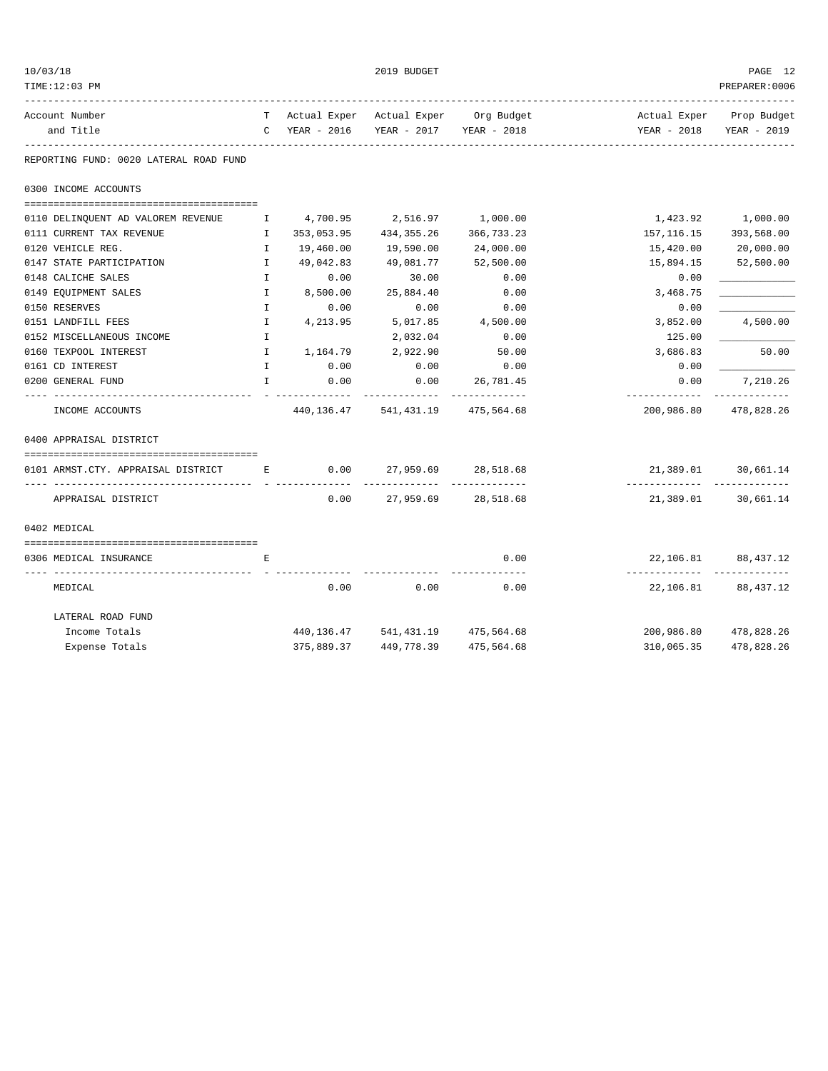10/03/18 — 2019 BUDGET
TIME:12:03 PM — PREPARER:0006

## REPORTING FUND: 0020 LATERAL ROAD FUND

### 0300 INCOME ACCOUNTS

| Account Number and Title | TC | Actual Exper YEAR - 2016 | Actual Exper YEAR - 2017 | Org Budget YEAR - 2018 | Actual Exper YEAR - 2018 | Prop Budget YEAR - 2019 |
|---|---|---|---|---|---|---|
| 0110 DELINQUENT AD VALOREM REVENUE | I | 4,700.95 | 2,516.97 | 1,000.00 | 1,423.92 | 1,000.00 |
| 0111 CURRENT TAX REVENUE | I | 353,053.95 | 434,355.26 | 366,733.23 | 157,116.15 | 393,568.00 |
| 0120 VEHICLE REG. | I | 19,460.00 | 19,590.00 | 24,000.00 | 15,420.00 | 20,000.00 |
| 0147 STATE PARTICIPATION | I | 49,042.83 | 49,081.77 | 52,500.00 | 15,894.15 | 52,500.00 |
| 0148 CALICHE SALES | I | 0.00 | 30.00 | 0.00 | 0.00 | ____________ |
| 0149 EQUIPMENT SALES | I | 8,500.00 | 25,884.40 | 0.00 | 3,468.75 | ____________ |
| 0150 RESERVES | I | 0.00 | 0.00 | 0.00 | 0.00 | ____________ |
| 0151 LANDFILL FEES | I | 4,213.95 | 5,017.85 | 4,500.00 | 3,852.00 | 4,500.00 |
| 0152 MISCELLANEOUS INCOME | I | | 2,032.04 | 0.00 | 125.00 | ____________ |
| 0160 TEXPOOL INTEREST | I | 1,164.79 | 2,922.90 | 50.00 | 3,686.83 | 50.00 |
| 0161 CD INTEREST | I | 0.00 | 0.00 | 0.00 | 0.00 | ____________ |
| 0200 GENERAL FUND | I | 0.00 | 0.00 | 26,781.45 | 0.00 | 7,210.26 |
| INCOME ACCOUNTS | | 440,136.47 | 541,431.19 | 475,564.68 | 200,986.80 | 478,828.26 |

### 0400 APPRAISAL DISTRICT

| Account Number and Title | TC | Actual Exper YEAR - 2016 | Actual Exper YEAR - 2017 | Org Budget YEAR - 2018 | Actual Exper YEAR - 2018 | Prop Budget YEAR - 2019 |
|---|---|---|---|---|---|---|
| 0101 ARMST.CTY. APPRAISAL DISTRICT | E | 0.00 | 27,959.69 | 28,518.68 | 21,389.01 | 30,661.14 |
| APPRAISAL DISTRICT | | 0.00 | 27,959.69 | 28,518.68 | 21,389.01 | 30,661.14 |

### 0402 MEDICAL

| Account Number and Title | TC | Actual Exper YEAR - 2016 | Actual Exper YEAR - 2017 | Org Budget YEAR - 2018 | Actual Exper YEAR - 2018 | Prop Budget YEAR - 2019 |
|---|---|---|---|---|---|---|
| 0306 MEDICAL INSURANCE | E | | | 0.00 | 22,106.81 | 88,437.12 |
| MEDICAL | | 0.00 | 0.00 | 0.00 | 22,106.81 | 88,437.12 |

### LATERAL ROAD FUND

| | Actual Exper YEAR - 2016 | Actual Exper YEAR - 2017 | Org Budget YEAR - 2018 | Actual Exper YEAR - 2018 | Prop Budget YEAR - 2019 |
|---|---|---|---|---|---|
| Income Totals | 440,136.47 | 541,431.19 | 475,564.68 | 200,986.80 | 478,828.26 |
| Expense Totals | 375,889.37 | 449,778.39 | 475,564.68 | 310,065.35 | 478,828.26 |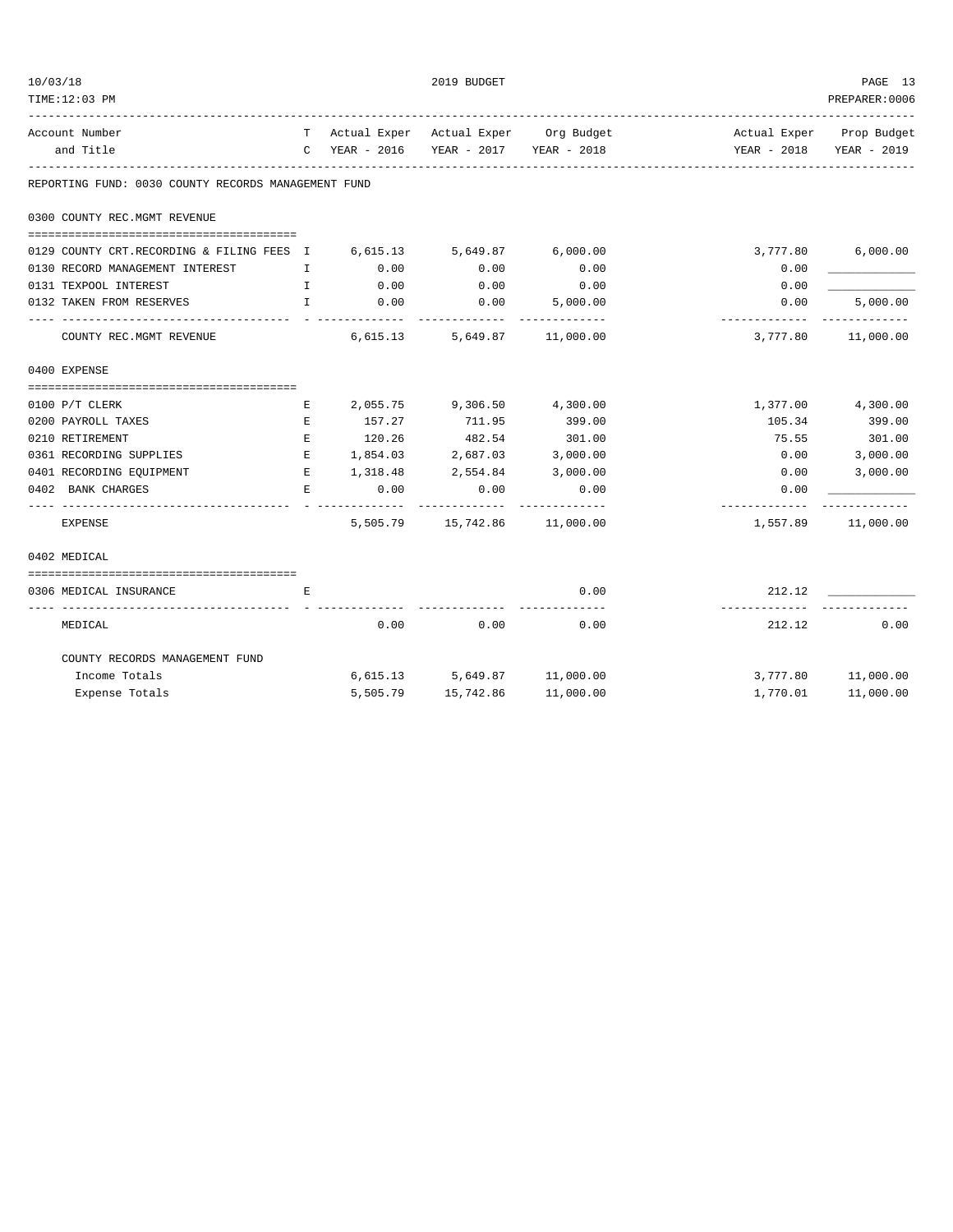REPORTING FUND: 0030 COUNTY RECORDS MANAGEMENT FUND

| Account Number and Title | TC | Actual Exper YEAR - 2016 | Actual Exper YEAR - 2017 | Org Budget YEAR - 2018 | Actual Exper YEAR - 2018 | Prop Budget YEAR - 2019 |
|---|---|---|---|---|---|---|
| **0300 COUNTY REC.MGMT REVENUE** | | | | | | |
| 0129 COUNTY CRT.RECORDING & FILING FEES | I | 6,615.13 | 5,649.87 | 6,000.00 | 3,777.80 | 6,000.00 |
| 0130 RECORD MANAGEMENT INTEREST | I | 0.00 | 0.00 | 0.00 | 0.00 | ____________ |
| 0131 TEXPOOL INTEREST | I | 0.00 | 0.00 | 0.00 | 0.00 | ____________ |
| 0132 TAKEN FROM RESERVES | I | 0.00 | 0.00 | 5,000.00 | 0.00 | 5,000.00 |
| COUNTY REC.MGMT REVENUE | | 6,615.13 | 5,649.87 | 11,000.00 | 3,777.80 | 11,000.00 |
| **0400 EXPENSE** | | | | | | |
| 0100 P/T CLERK | E | 2,055.75 | 9,306.50 | 4,300.00 | 1,377.00 | 4,300.00 |
| 0200 PAYROLL TAXES | E | 157.27 | 711.95 | 399.00 | 105.34 | 399.00 |
| 0210 RETIREMENT | E | 120.26 | 482.54 | 301.00 | 75.55 | 301.00 |
| 0361 RECORDING SUPPLIES | E | 1,854.03 | 2,687.03 | 3,000.00 | 0.00 | 3,000.00 |
| 0401 RECORDING EQUIPMENT | E | 1,318.48 | 2,554.84 | 3,000.00 | 0.00 | 3,000.00 |
| 0402 BANK CHARGES | E | 0.00 | 0.00 | 0.00 | 0.00 | ____________ |
| EXPENSE | | 5,505.79 | 15,742.86 | 11,000.00 | 1,557.89 | 11,000.00 |
| **0402 MEDICAL** | | | | | | |
| 0306 MEDICAL INSURANCE | E | | | 0.00 | 212.12 | ____________ |
| MEDICAL | | 0.00 | 0.00 | 0.00 | 212.12 | 0.00 |
| **COUNTY RECORDS MANAGEMENT FUND** | | | | | | |
| Income Totals | | 6,615.13 | 5,649.87 | 11,000.00 | 3,777.80 | 11,000.00 |
| Expense Totals | | 5,505.79 | 15,742.86 | 11,000.00 | 1,770.01 | 11,000.00 |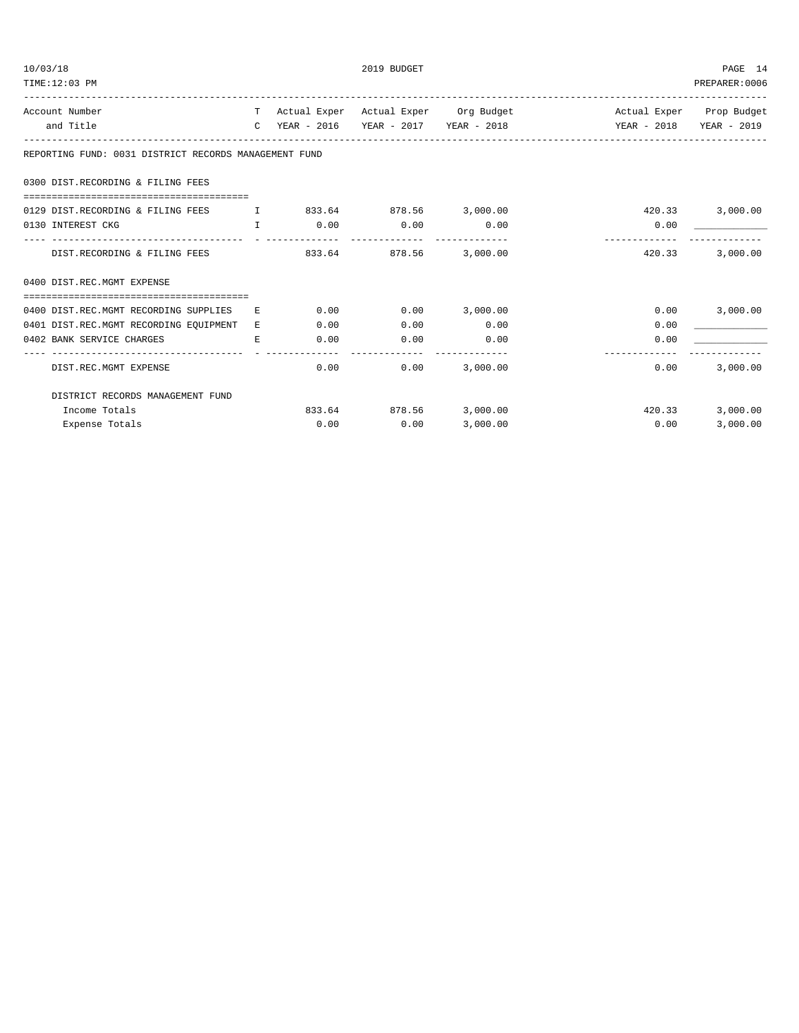## 2019 BUDGET

REPORTING FUND: 0031 DISTRICT RECORDS MANAGEMENT FUND

| Account Number and Title | TC | Actual Exper YEAR - 2016 | Actual Exper YEAR - 2017 | Org Budget YEAR - 2018 | Actual Exper YEAR - 2018 | Prop Budget YEAR - 2019 |
|---|---|---|---|---|---|---|
| **0300 DIST.RECORDING & FILING FEES** | | | | | | |
| 0129 DIST.RECORDING & FILING FEES | I | 833.64 | 878.56 | 3,000.00 | 420.33 | 3,000.00 |
| 0130 INTEREST CKG | I | 0.00 | 0.00 | 0.00 | 0.00 | |
| DIST.RECORDING & FILING FEES | | 833.64 | 878.56 | 3,000.00 | 420.33 | 3,000.00 |
| **0400 DIST.REC.MGMT EXPENSE** | | | | | | |
| 0400 DIST.REC.MGMT RECORDING SUPPLIES | E | 0.00 | 0.00 | 3,000.00 | 0.00 | 3,000.00 |
| 0401 DIST.REC.MGMT RECORDING EQUIPMENT | E | 0.00 | 0.00 | 0.00 | 0.00 | |
| 0402 BANK SERVICE CHARGES | E | 0.00 | 0.00 | 0.00 | 0.00 | |
| DIST.REC.MGMT EXPENSE | | 0.00 | 0.00 | 3,000.00 | 0.00 | 3,000.00 |
| **DISTRICT RECORDS MANAGEMENT FUND** | | | | | | |
| Income Totals | | 833.64 | 878.56 | 3,000.00 | 420.33 | 3,000.00 |
| Expense Totals | | 0.00 | 0.00 | 3,000.00 | 0.00 | 3,000.00 |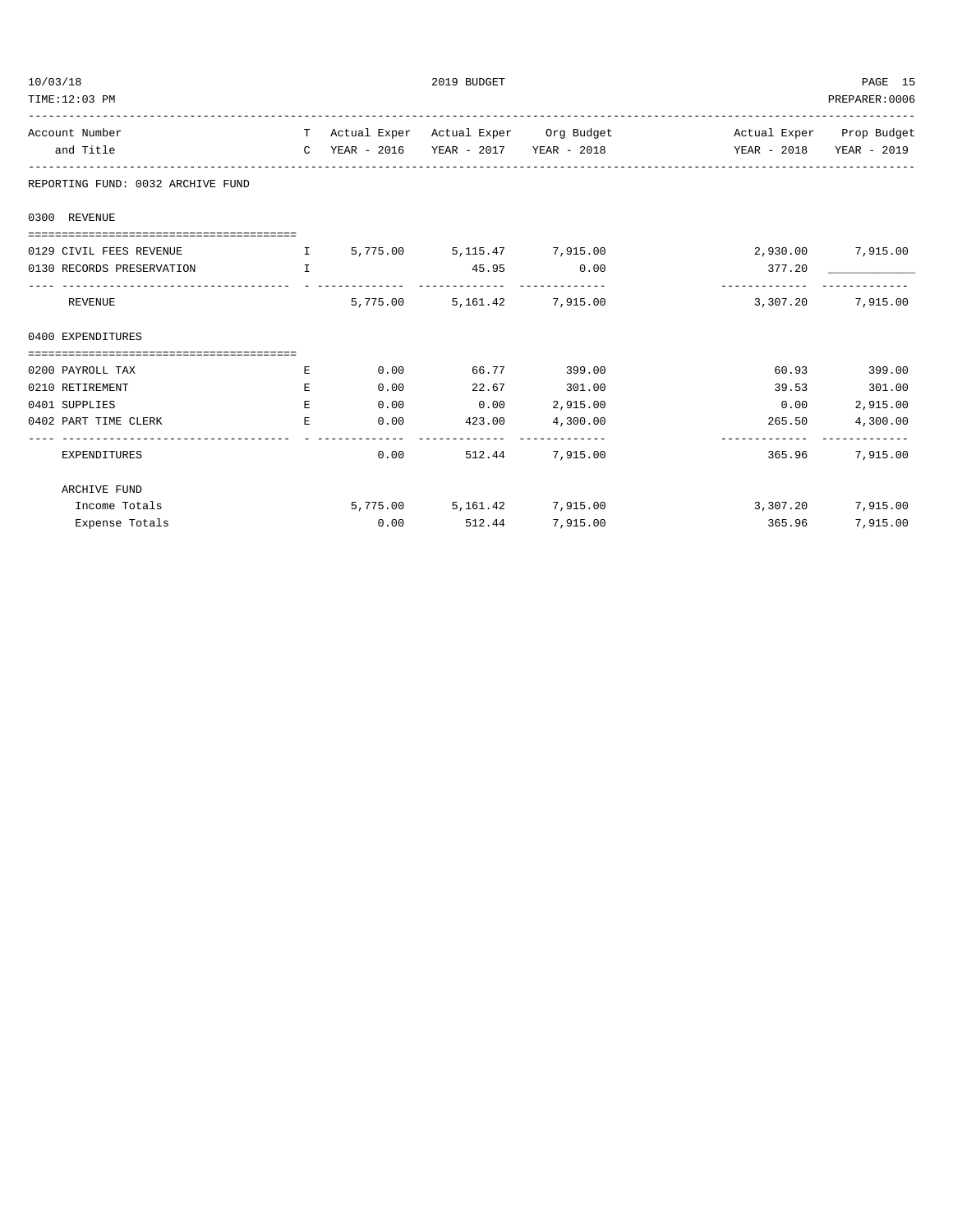REPORTING FUND: 0032 ARCHIVE FUND

| Account Number and Title | TC | Actual Exper YEAR - 2016 | Actual Exper YEAR - 2017 | Org Budget YEAR - 2018 | Actual Exper YEAR - 2018 | Prop Budget YEAR - 2019 |
|---|---|---|---|---|---|---|
| **0300 REVENUE** | | | | | | |
| 0129 CIVIL FEES REVENUE | I | 5,775.00 | 5,115.47 | 7,915.00 | 2,930.00 | 7,915.00 |
| 0130 RECORDS PRESERVATION | I | | 45.95 | 0.00 | 377.20 | ____________ |
| REVENUE | | 5,775.00 | 5,161.42 | 7,915.00 | 3,307.20 | 7,915.00 |
| **0400 EXPENDITURES** | | | | | | |
| 0200 PAYROLL TAX | E | 0.00 | 66.77 | 399.00 | 60.93 | 399.00 |
| 0210 RETIREMENT | E | 0.00 | 22.67 | 301.00 | 39.53 | 301.00 |
| 0401 SUPPLIES | E | 0.00 | 0.00 | 2,915.00 | 0.00 | 2,915.00 |
| 0402 PART TIME CLERK | E | 0.00 | 423.00 | 4,300.00 | 265.50 | 4,300.00 |
| EXPENDITURES | | 0.00 | 512.44 | 7,915.00 | 365.96 | 7,915.00 |
| ARCHIVE FUND | | | | | | |
| Income Totals | | 5,775.00 | 5,161.42 | 7,915.00 | 3,307.20 | 7,915.00 |
| Expense Totals | | 0.00 | 512.44 | 7,915.00 | 365.96 | 7,915.00 |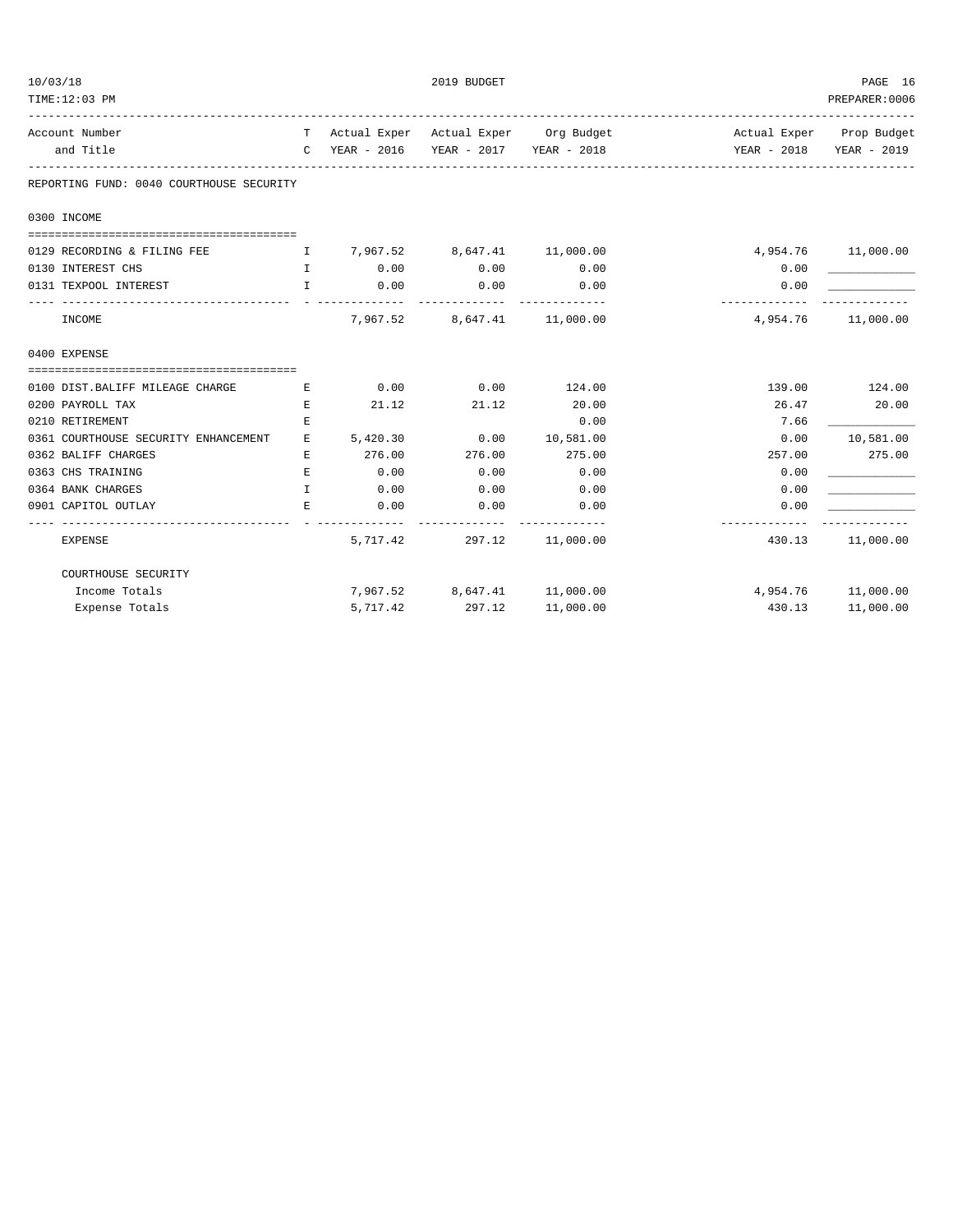## 2019 BUDGET

**REPORTING FUND: 0040 COURTHOUSE SECURITY**

| Account Number and Title | TC | Actual Exper YEAR - 2016 | Actual Exper YEAR - 2017 | Org Budget YEAR - 2018 | Actual Exper YEAR - 2018 | Prop Budget YEAR - 2019 |
|---|---|---|---|---|---|---|
| **0300 INCOME** | | | | | | |
| 0129 RECORDING & FILING FEE | I | 7,967.52 | 8,647.41 | 11,000.00 | 4,954.76 | 11,000.00 |
| 0130 INTEREST CHS | I | 0.00 | 0.00 | 0.00 | 0.00 | ____________ |
| 0131 TEXPOOL INTEREST | I | 0.00 | 0.00 | 0.00 | 0.00 | ____________ |
| INCOME | | 7,967.52 | 8,647.41 | 11,000.00 | 4,954.76 | 11,000.00 |
| **0400 EXPENSE** | | | | | | |
| 0100 DIST.BALIFF MILEAGE CHARGE | E | 0.00 | 0.00 | 124.00 | 139.00 | 124.00 |
| 0200 PAYROLL TAX | E | 21.12 | 21.12 | 20.00 | 26.47 | 20.00 |
| 0210 RETIREMENT | E | | | 0.00 | 7.66 | ____________ |
| 0361 COURTHOUSE SECURITY ENHANCEMENT | E | 5,420.30 | 0.00 | 10,581.00 | 0.00 | 10,581.00 |
| 0362 BALIFF CHARGES | E | 276.00 | 276.00 | 275.00 | 257.00 | 275.00 |
| 0363 CHS TRAINING | E | 0.00 | 0.00 | 0.00 | 0.00 | ____________ |
| 0364 BANK CHARGES | I | 0.00 | 0.00 | 0.00 | 0.00 | ____________ |
| 0901 CAPITOL OUTLAY | E | 0.00 | 0.00 | 0.00 | 0.00 | ____________ |
| EXPENSE | | 5,717.42 | 297.12 | 11,000.00 | 430.13 | 11,000.00 |
| **COURTHOUSE SECURITY** | | | | | | |
| Income Totals | | 7,967.52 | 8,647.41 | 11,000.00 | 4,954.76 | 11,000.00 |
| Expense Totals | | 5,717.42 | 297.12 | 11,000.00 | 430.13 | 11,000.00 |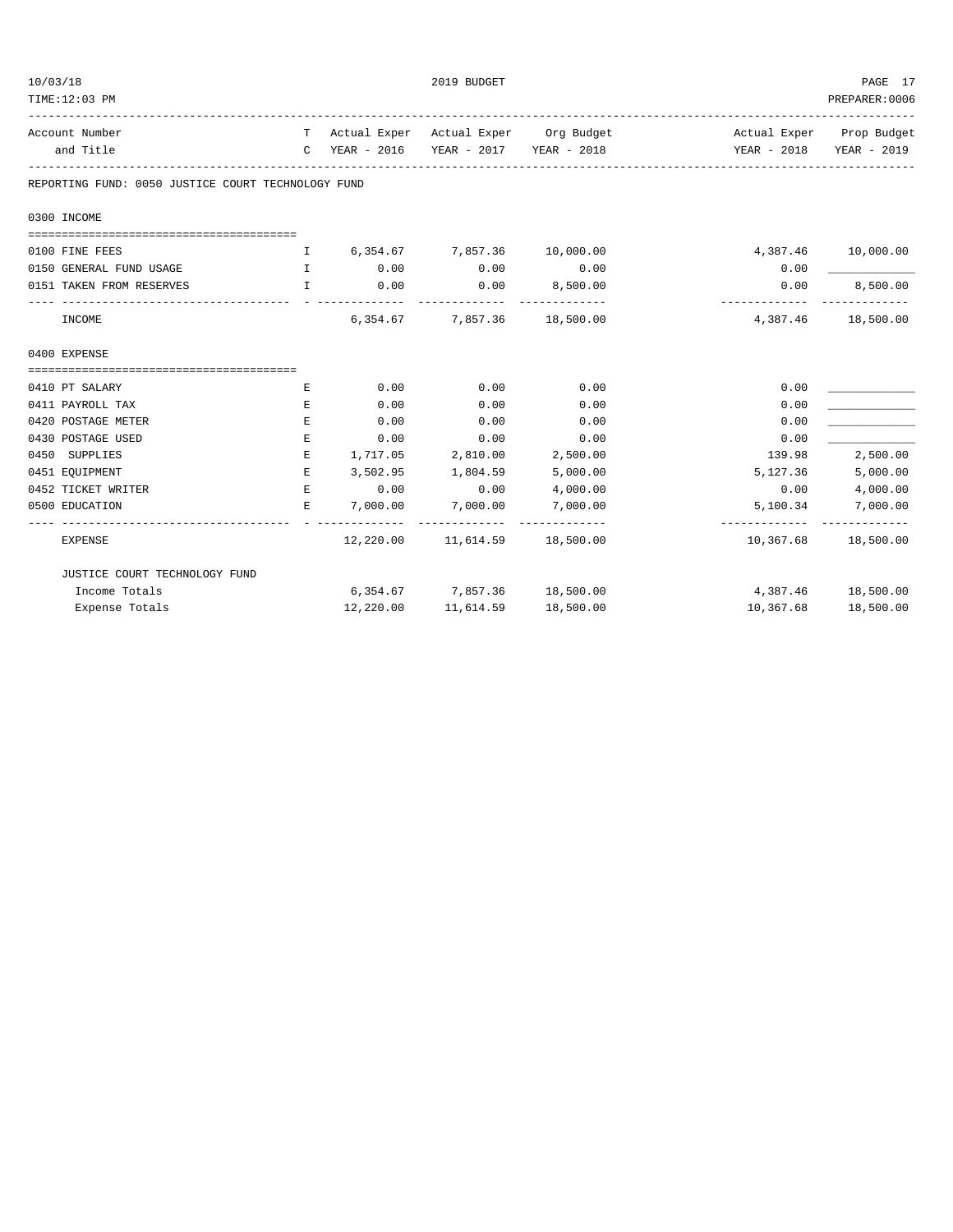REPORTING FUND: 0050 JUSTICE COURT TECHNOLOGY FUND

| Account Number and Title | TC | Actual Exper YEAR - 2016 | Actual Exper YEAR - 2017 | Org Budget YEAR - 2018 | Actual Exper YEAR - 2018 | Prop Budget YEAR - 2019 |
|---|---|---|---|---|---|---|
| **0300 INCOME** | | | | | | |
| 0100 FINE FEES | I | 6,354.67 | 7,857.36 | 10,000.00 | 4,387.46 | 10,000.00 |
| 0150 GENERAL FUND USAGE | I | 0.00 | 0.00 | 0.00 | 0.00 | ____________ |
| 0151 TAKEN FROM RESERVES | I | 0.00 | 0.00 | 8,500.00 | 0.00 | 8,500.00 |
| INCOME | | 6,354.67 | 7,857.36 | 18,500.00 | 4,387.46 | 18,500.00 |
| **0400 EXPENSE** | | | | | | |
| 0410 PT SALARY | E | 0.00 | 0.00 | 0.00 | 0.00 | ____________ |
| 0411 PAYROLL TAX | E | 0.00 | 0.00 | 0.00 | 0.00 | ____________ |
| 0420 POSTAGE METER | E | 0.00 | 0.00 | 0.00 | 0.00 | ____________ |
| 0430 POSTAGE USED | E | 0.00 | 0.00 | 0.00 | 0.00 | ____________ |
| 0450 SUPPLIES | E | 1,717.05 | 2,810.00 | 2,500.00 | 139.98 | 2,500.00 |
| 0451 EQUIPMENT | E | 3,502.95 | 1,804.59 | 5,000.00 | 5,127.36 | 5,000.00 |
| 0452 TICKET WRITER | E | 0.00 | 0.00 | 4,000.00 | 0.00 | 4,000.00 |
| 0500 EDUCATION | E | 7,000.00 | 7,000.00 | 7,000.00 | 5,100.34 | 7,000.00 |
| EXPENSE | | 12,220.00 | 11,614.59 | 18,500.00 | 10,367.68 | 18,500.00 |
| JUSTICE COURT TECHNOLOGY FUND | | | | | | |
| Income Totals | | 6,354.67 | 7,857.36 | 18,500.00 | 4,387.46 | 18,500.00 |
| Expense Totals | | 12,220.00 | 11,614.59 | 18,500.00 | 10,367.68 | 18,500.00 |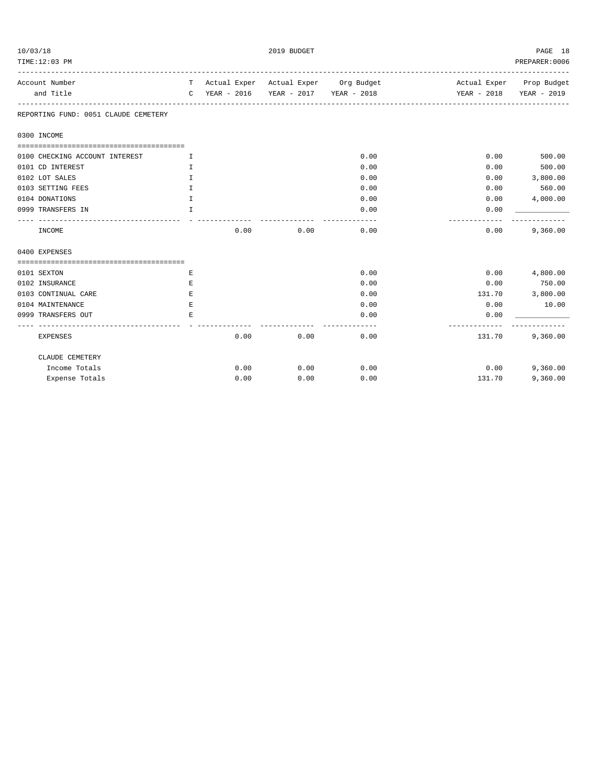10/03/18 | 2019 BUDGET

TIME:12:03 PM | PREPARER:0006

| Account Number and Title | TC | Actual Exper YEAR - 2016 | Actual Exper YEAR - 2017 | Org Budget YEAR - 2018 | Actual Exper YEAR - 2018 | Prop Budget YEAR - 2019 |
|---|---|---|---|---|---|---|
| **REPORTING FUND: 0051 CLAUDE CEMETERY** | | | | | | |
| **0300 INCOME** | | | | | | |
| 0100 CHECKING ACCOUNT INTEREST | I | | | 0.00 | 0.00 | 500.00 |
| 0101 CD INTEREST | I | | | 0.00 | 0.00 | 500.00 |
| 0102 LOT SALES | I | | | 0.00 | 0.00 | 3,800.00 |
| 0103 SETTING FEES | I | | | 0.00 | 0.00 | 560.00 |
| 0104 DONATIONS | I | | | 0.00 | 0.00 | 4,000.00 |
| 0999 TRANSFERS IN | I | | | 0.00 | 0.00 | |
| INCOME | | 0.00 | 0.00 | 0.00 | 0.00 | 9,360.00 |
| **0400 EXPENSES** | | | | | | |
| 0101 SEXTON | E | | | 0.00 | 0.00 | 4,800.00 |
| 0102 INSURANCE | E | | | 0.00 | 0.00 | 750.00 |
| 0103 CONTINUAL CARE | E | | | 0.00 | 131.70 | 3,800.00 |
| 0104 MAINTENANCE | E | | | 0.00 | 0.00 | 10.00 |
| 0999 TRANSFERS OUT | E | | | 0.00 | 0.00 | |
| EXPENSES | | 0.00 | 0.00 | 0.00 | 131.70 | 9,360.00 |
| **CLAUDE CEMETERY** | | | | | | |
| Income Totals | | 0.00 | 0.00 | 0.00 | 0.00 | 9,360.00 |
| Expense Totals | | 0.00 | 0.00 | 0.00 | 131.70 | 9,360.00 |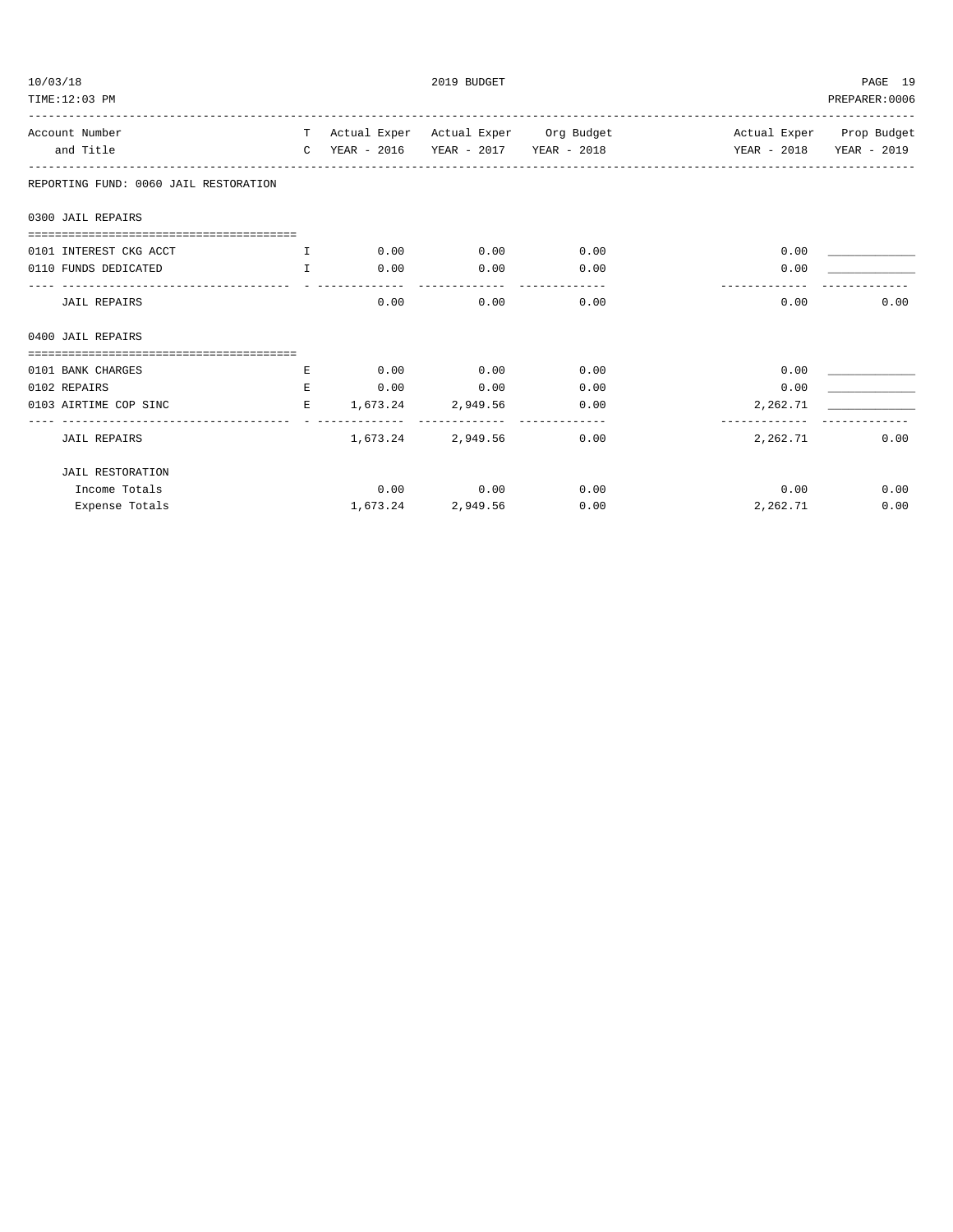2019 BUDGET

| Account Number and Title | TC | Actual Exper YEAR - 2016 | Actual Exper YEAR - 2017 | Org Budget YEAR - 2018 | Actual Exper YEAR - 2018 | Prop Budget YEAR - 2019 |
|---|---|---|---|---|---|---|
| **REPORTING FUND: 0060 JAIL RESTORATION** | | | | | | |
| **0300 JAIL REPAIRS** | | | | | | |
| 0101 INTEREST CKG ACCT | I | 0.00 | 0.00 | 0.00 | 0.00 | ____________ |
| 0110 FUNDS DEDICATED | I | 0.00 | 0.00 | 0.00 | 0.00 | ____________ |
| JAIL REPAIRS | | 0.00 | 0.00 | 0.00 | 0.00 | 0.00 |
| **0400 JAIL REPAIRS** | | | | | | |
| 0101 BANK CHARGES | E | 0.00 | 0.00 | 0.00 | 0.00 | ____________ |
| 0102 REPAIRS | E | 0.00 | 0.00 | 0.00 | 0.00 | ____________ |
| 0103 AIRTIME COP SINC | E | 1,673.24 | 2,949.56 | 0.00 | 2,262.71 | ____________ |
| JAIL REPAIRS | | 1,673.24 | 2,949.56 | 0.00 | 2,262.71 | 0.00 |
| **JAIL RESTORATION** | | | | | | |
| Income Totals | | 0.00 | 0.00 | 0.00 | 0.00 | 0.00 |
| Expense Totals | | 1,673.24 | 2,949.56 | 0.00 | 2,262.71 | 0.00 |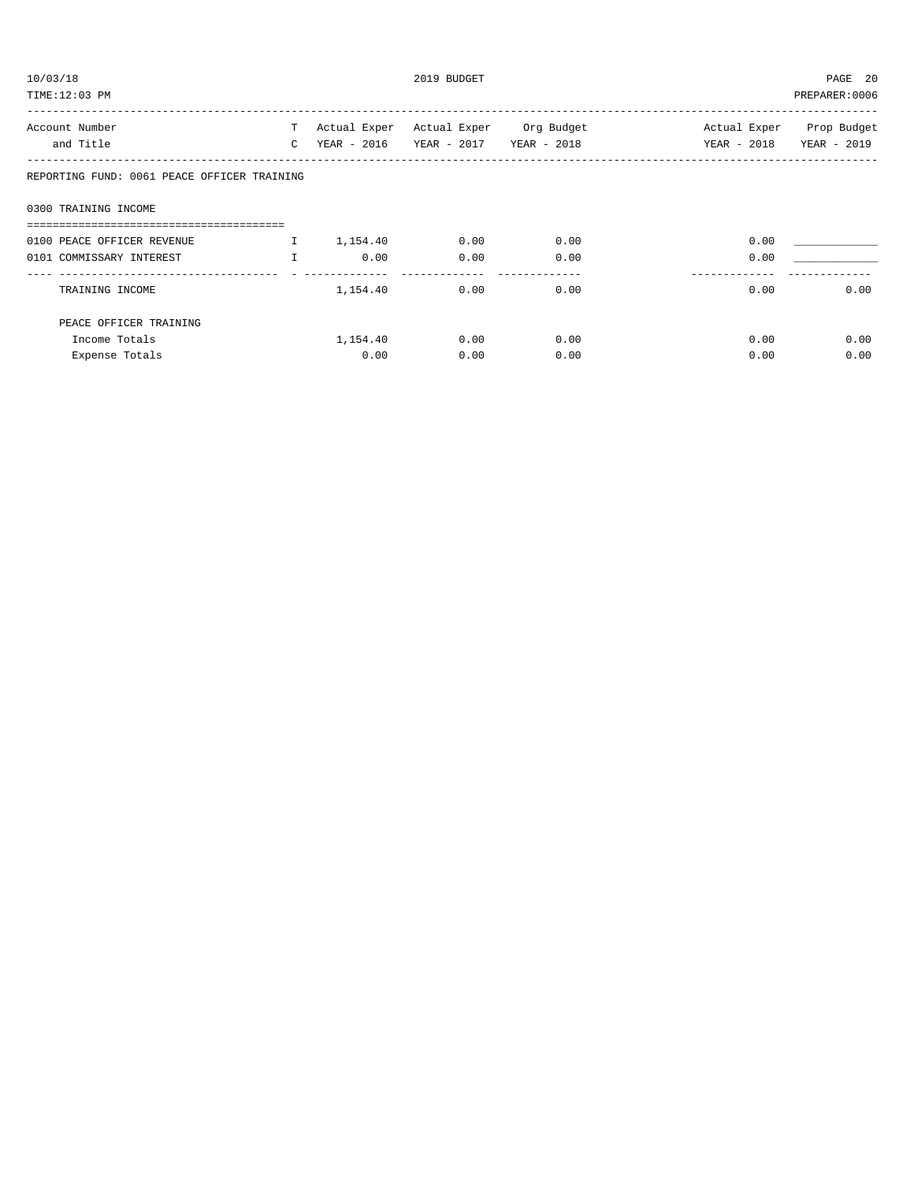REPORTING FUND: 0061 PEACE OFFICER TRAINING

0300 TRAINING INCOME

| Account Number and Title | TC | Actual Exper YEAR - 2016 | Actual Exper YEAR - 2017 | Org Budget YEAR - 2018 | Actual Exper YEAR - 2018 | Prop Budget YEAR - 2019 |
|---|---|---|---|---|---|---|
| 0100 PEACE OFFICER REVENUE | I | 1,154.40 | 0.00 | 0.00 | 0.00 | ____________ |
| 0101 COMMISSARY INTEREST | I | 0.00 | 0.00 | 0.00 | 0.00 | ____________ |
| TRAINING INCOME | | 1,154.40 | 0.00 | 0.00 | 0.00 | 0.00 |
| PEACE OFFICER TRAINING | | | | | | |
| Income Totals | | 1,154.40 | 0.00 | 0.00 | 0.00 | 0.00 |
| Expense Totals | | 0.00 | 0.00 | 0.00 | 0.00 | 0.00 |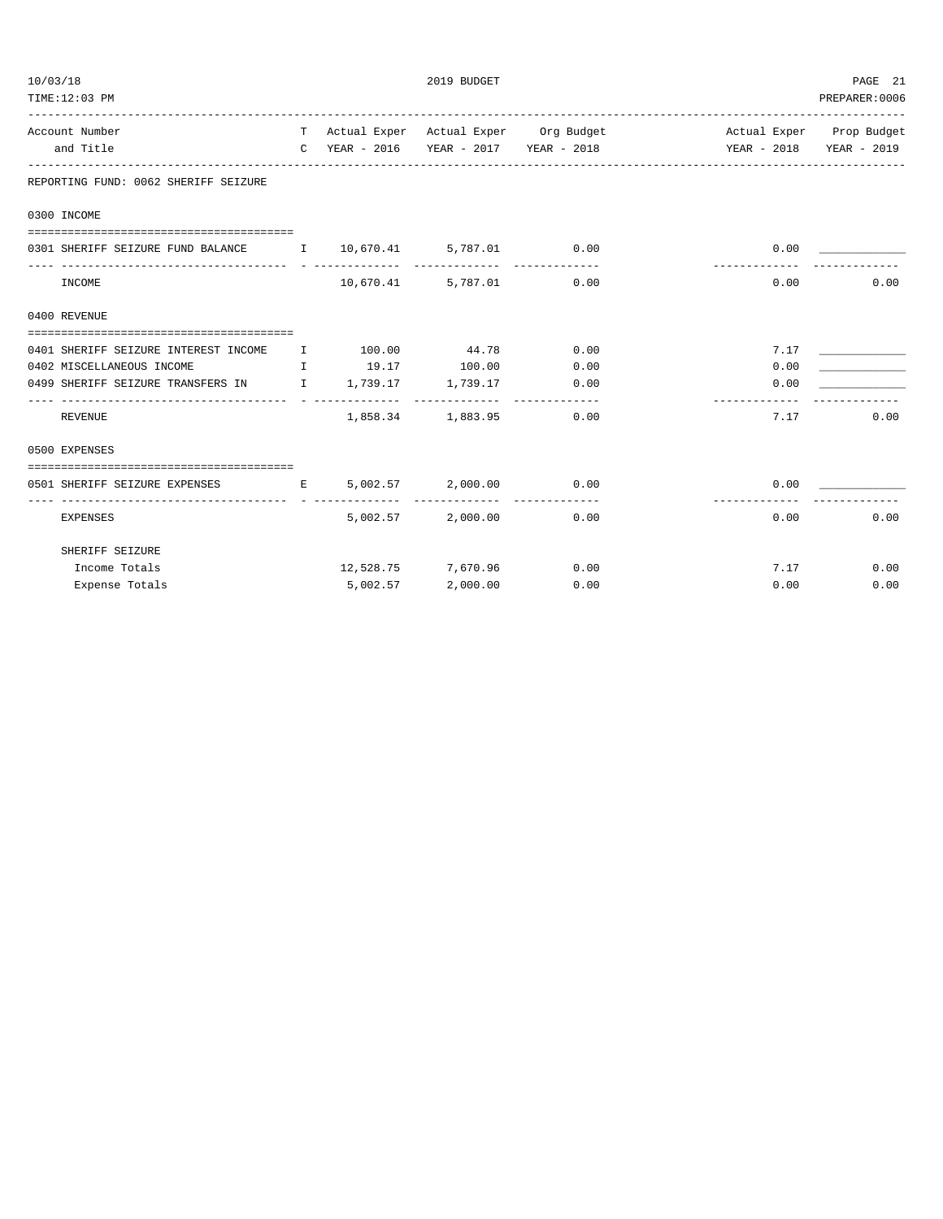REPORTING FUND: 0062 SHERIFF SEIZURE

| Account Number and Title | T C | Actual Exper YEAR - 2016 | Actual Exper YEAR - 2017 | Org Budget YEAR - 2018 | Actual Exper YEAR - 2018 | Prop Budget YEAR - 2019 |
|---|---|---|---|---|---|---|
| **0300 INCOME** | | | | | | |
| 0301 SHERIFF SEIZURE FUND BALANCE | I | 10,670.41 | 5,787.01 | 0.00 | 0.00 | ____________ |
| INCOME | | 10,670.41 | 5,787.01 | 0.00 | 0.00 | 0.00 |
| **0400 REVENUE** | | | | | | |
| 0401 SHERIFF SEIZURE INTEREST INCOME | I | 100.00 | 44.78 | 0.00 | 7.17 | ____________ |
| 0402 MISCELLANEOUS INCOME | I | 19.17 | 100.00 | 0.00 | 0.00 | ____________ |
| 0499 SHERIFF SEIZURE TRANSFERS IN | I | 1,739.17 | 1,739.17 | 0.00 | 0.00 | ____________ |
| REVENUE | | 1,858.34 | 1,883.95 | 0.00 | 7.17 | 0.00 |
| **0500 EXPENSES** | | | | | | |
| 0501 SHERIFF SEIZURE EXPENSES | E | 5,002.57 | 2,000.00 | 0.00 | 0.00 | ____________ |
| EXPENSES | | 5,002.57 | 2,000.00 | 0.00 | 0.00 | 0.00 |
| SHERIFF SEIZURE | | | | | | |
| Income Totals | | 12,528.75 | 7,670.96 | 0.00 | 7.17 | 0.00 |
| Expense Totals | | 5,002.57 | 2,000.00 | 0.00 | 0.00 | 0.00 |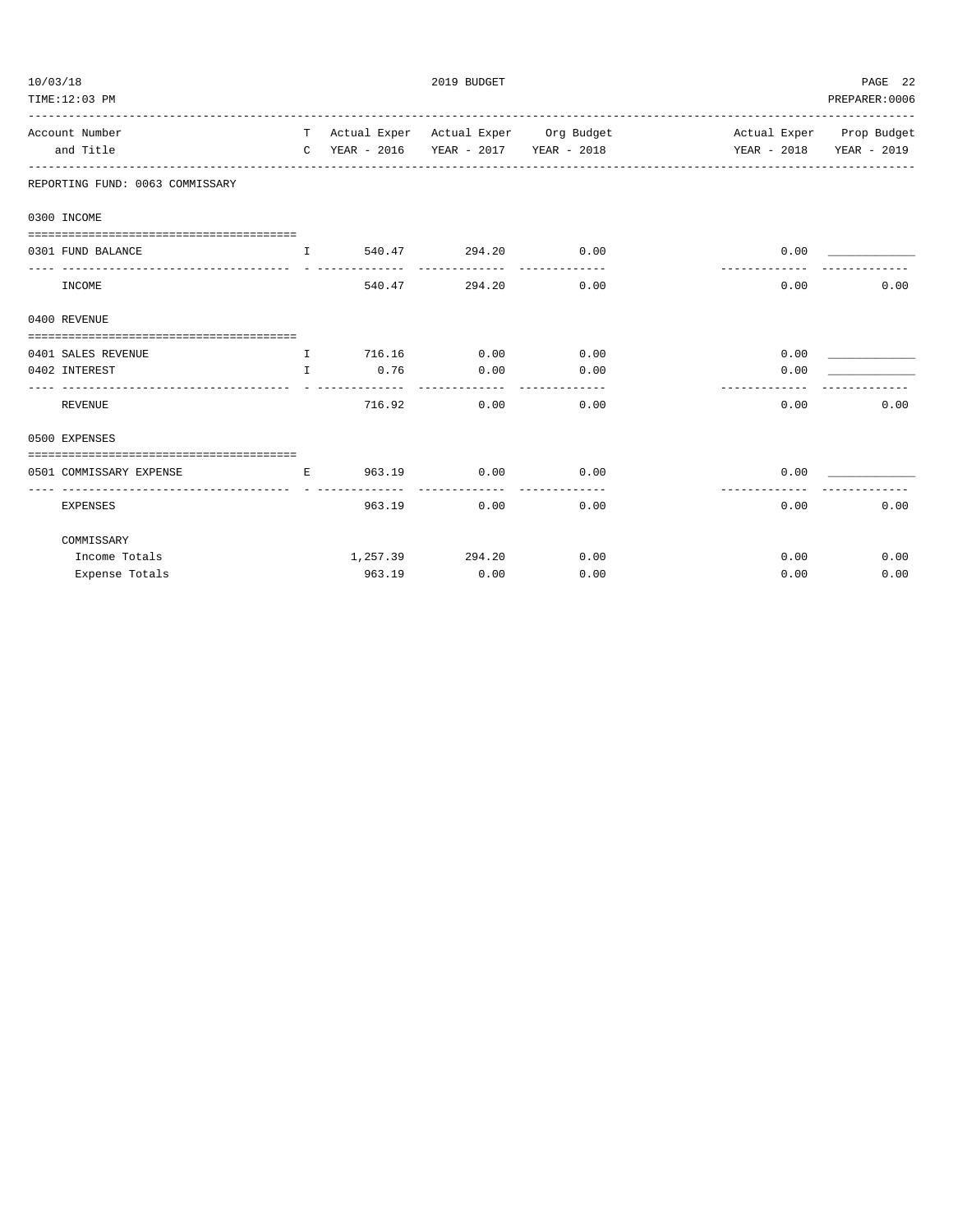REPORTING FUND: 0063 COMMISSARY

| Account Number and Title | TC | Actual Exper YEAR - 2016 | Actual Exper YEAR - 2017 | Org Budget YEAR - 2018 | Actual Exper YEAR - 2018 | Prop Budget YEAR - 2019 |
|---|---|---|---|---|---|---|
| **0300 INCOME** | | | | | | |
| 0301 FUND BALANCE | I | 540.47 | 294.20 | 0.00 | 0.00 | ____________ |
| INCOME | | 540.47 | 294.20 | 0.00 | 0.00 | 0.00 |
| **0400 REVENUE** | | | | | | |
| 0401 SALES REVENUE | I | 716.16 | 0.00 | 0.00 | 0.00 | ____________ |
| 0402 INTEREST | I | 0.76 | 0.00 | 0.00 | 0.00 | ____________ |
| REVENUE | | 716.92 | 0.00 | 0.00 | 0.00 | 0.00 |
| **0500 EXPENSES** | | | | | | |
| 0501 COMMISSARY EXPENSE | E | 963.19 | 0.00 | 0.00 | 0.00 | ____________ |
| EXPENSES | | 963.19 | 0.00 | 0.00 | 0.00 | 0.00 |
| COMMISSARY | | | | | | |
| Income Totals | | 1,257.39 | 294.20 | 0.00 | 0.00 | 0.00 |
| Expense Totals | | 963.19 | 0.00 | 0.00 | 0.00 | 0.00 |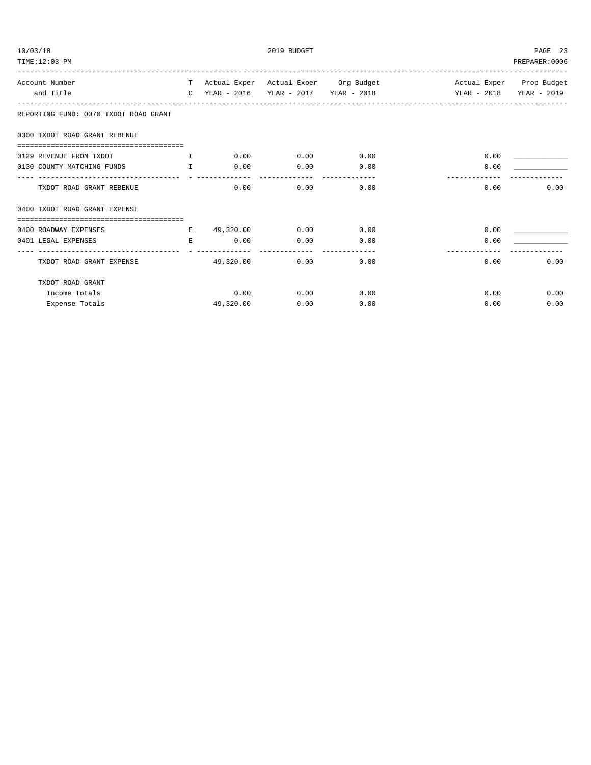REPORTING FUND: 0070 TXDOT ROAD GRANT

| Account Number and Title | TC | Actual Exper YEAR - 2016 | Actual Exper YEAR - 2017 | Org Budget YEAR - 2018 | Actual Exper YEAR - 2018 | Prop Budget YEAR - 2019 |
|---|---|---|---|---|---|---|
| **0300 TXDOT ROAD GRANT REBENUE** | | | | | | |
| 0129 REVENUE FROM TXDOT | I | 0.00 | 0.00 | 0.00 | 0.00 | ____________ |
| 0130 COUNTY MATCHING FUNDS | I | 0.00 | 0.00 | 0.00 | 0.00 | ____________ |
| TXDOT ROAD GRANT REBENUE | | 0.00 | 0.00 | 0.00 | 0.00 | 0.00 |
| **0400 TXDOT ROAD GRANT EXPENSE** | | | | | | |
| 0400 ROADWAY EXPENSES | E | 49,320.00 | 0.00 | 0.00 | 0.00 | ____________ |
| 0401 LEGAL EXPENSES | E | 0.00 | 0.00 | 0.00 | 0.00 | ____________ |
| TXDOT ROAD GRANT EXPENSE | | 49,320.00 | 0.00 | 0.00 | 0.00 | 0.00 |
| **TXDOT ROAD GRANT** | | | | | | |
| Income Totals | | 0.00 | 0.00 | 0.00 | 0.00 | 0.00 |
| Expense Totals | | 49,320.00 | 0.00 | 0.00 | 0.00 | 0.00 |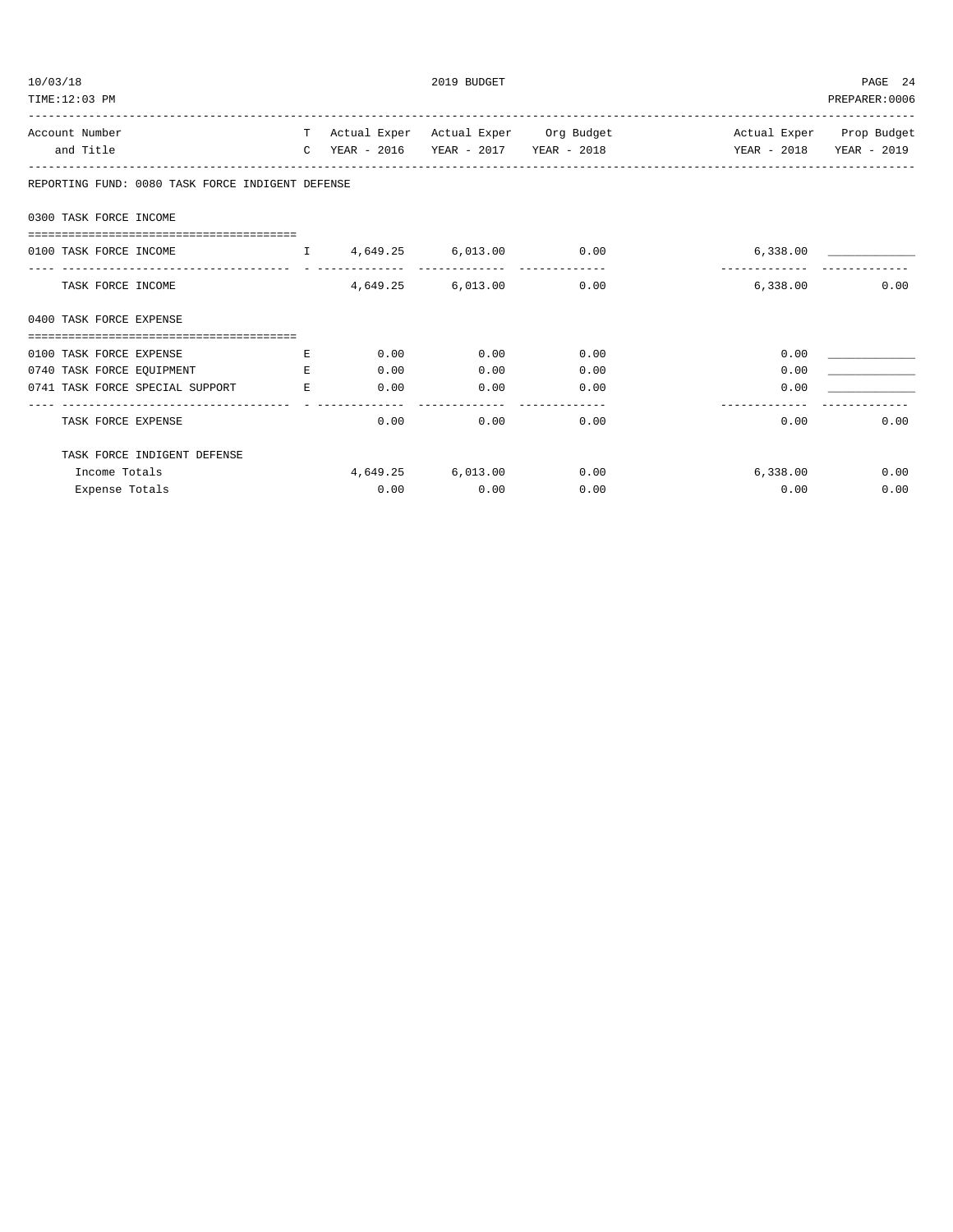| Account Number and Title | TC | Actual Exper YEAR - 2016 | Actual Exper YEAR - 2017 | Org Budget YEAR - 2018 | Actual Exper YEAR - 2018 | Prop Budget YEAR - 2019 |
|---|---|---|---|---|---|---|
| **REPORTING FUND: 0080 TASK FORCE INDIGENT DEFENSE** | | | | | | |
| **0300 TASK FORCE INCOME** | | | | | | |
| 0100 TASK FORCE INCOME | I | 4,649.25 | 6,013.00 | 0.00 | 6,338.00 | ____________ |
| TASK FORCE INCOME | | 4,649.25 | 6,013.00 | 0.00 | 6,338.00 | 0.00 |
| **0400 TASK FORCE EXPENSE** | | | | | | |
| 0100 TASK FORCE EXPENSE | E | 0.00 | 0.00 | 0.00 | 0.00 | ____________ |
| 0740 TASK FORCE EQUIPMENT | E | 0.00 | 0.00 | 0.00 | 0.00 | ____________ |
| 0741 TASK FORCE SPECIAL SUPPORT | E | 0.00 | 0.00 | 0.00 | 0.00 | ____________ |
| TASK FORCE EXPENSE | | 0.00 | 0.00 | 0.00 | 0.00 | 0.00 |
| TASK FORCE INDIGENT DEFENSE | | | | | | |
| Income Totals | | 4,649.25 | 6,013.00 | 0.00 | 6,338.00 | 0.00 |
| Expense Totals | | 0.00 | 0.00 | 0.00 | 0.00 | 0.00 |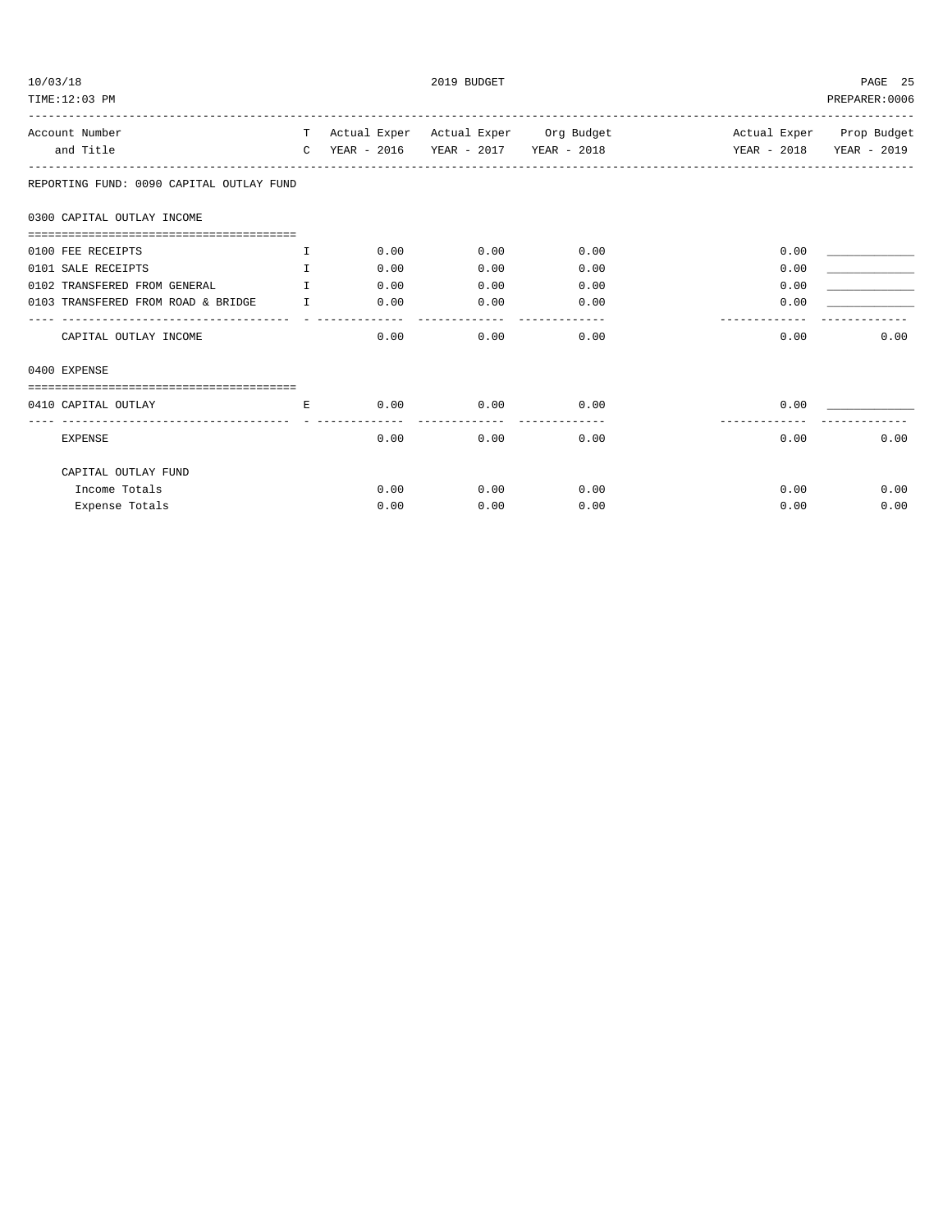REPORTING FUND: 0090 CAPITAL OUTLAY FUND

| Account Number and Title | TC | Actual Exper YEAR - 2016 | Actual Exper YEAR - 2017 | Org Budget YEAR - 2018 | Actual Exper YEAR - 2018 | Prop Budget YEAR - 2019 |
|---|---|---|---|---|---|---|
| **0300 CAPITAL OUTLAY INCOME** | | | | | | |
| 0100 FEE RECEIPTS | I | 0.00 | 0.00 | 0.00 | 0.00 | ____________ |
| 0101 SALE RECEIPTS | I | 0.00 | 0.00 | 0.00 | 0.00 | ____________ |
| 0102 TRANSFERED FROM GENERAL | I | 0.00 | 0.00 | 0.00 | 0.00 | ____________ |
| 0103 TRANSFERED FROM ROAD & BRIDGE | I | 0.00 | 0.00 | 0.00 | 0.00 | ____________ |
| CAPITAL OUTLAY INCOME | | 0.00 | 0.00 | 0.00 | 0.00 | 0.00 |
| **0400 EXPENSE** | | | | | | |
| 0410 CAPITAL OUTLAY | E | 0.00 | 0.00 | 0.00 | 0.00 | ____________ |
| EXPENSE | | 0.00 | 0.00 | 0.00 | 0.00 | 0.00 |
| CAPITAL OUTLAY FUND | | | | | | |
| Income Totals | | 0.00 | 0.00 | 0.00 | 0.00 | 0.00 |
| Expense Totals | | 0.00 | 0.00 | 0.00 | 0.00 | 0.00 |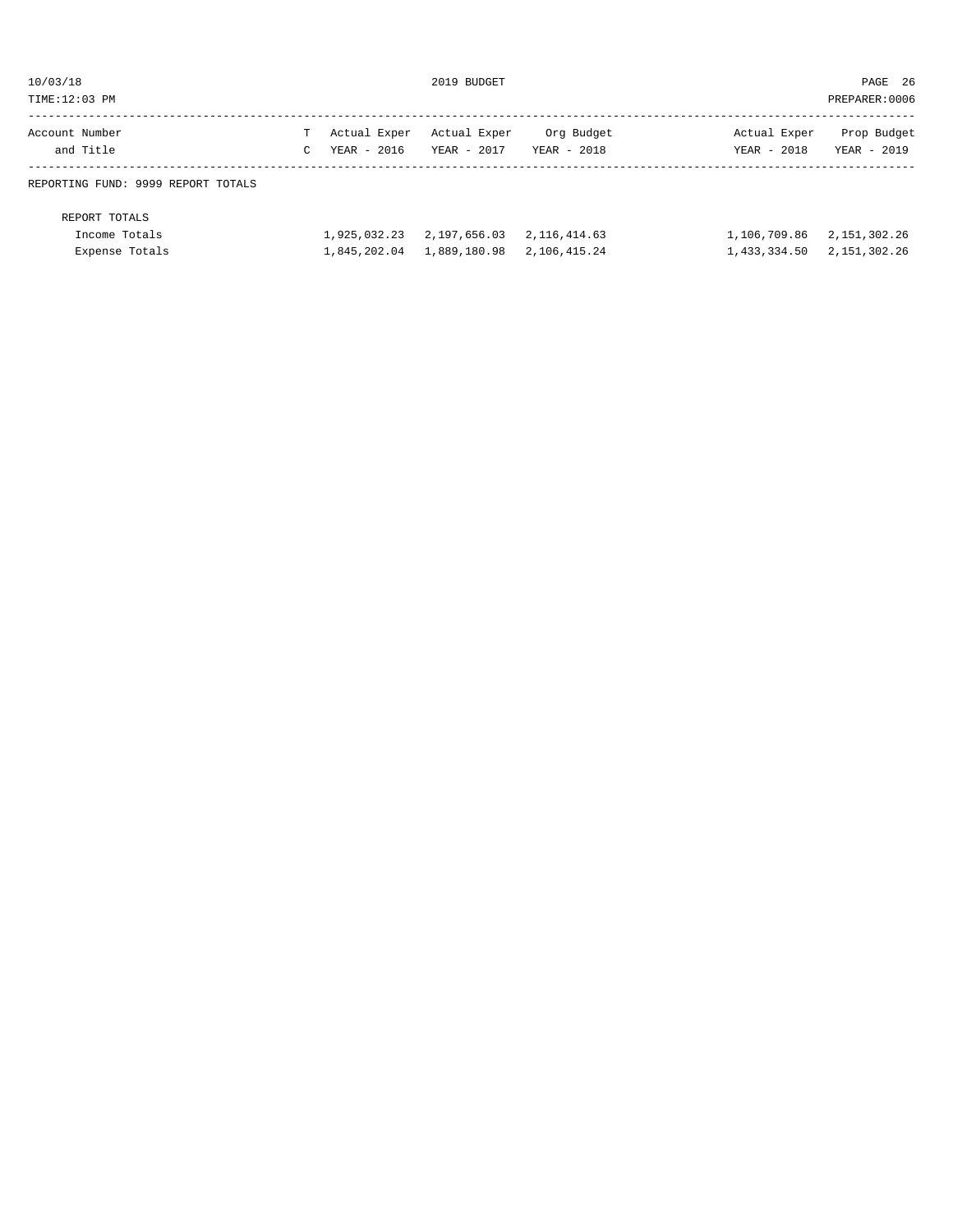| Account Number and Title | T C | Actual Exper YEAR - 2016 | Actual Exper YEAR - 2017 | Org Budget YEAR - 2018 | Actual Exper YEAR - 2018 | Prop Budget YEAR - 2019 |
|---|---|---|---|---|---|---|
| REPORTING FUND: 9999 REPORT TOTALS | | | | | | |
| REPORT TOTALS | | | | | | |
| Income Totals | | 1,925,032.23 | 2,197,656.03 | 2,116,414.63 | 1,106,709.86 | 2,151,302.26 |
| Expense Totals | | 1,845,202.04 | 1,889,180.98 | 2,106,415.24 | 1,433,334.50 | 2,151,302.26 |